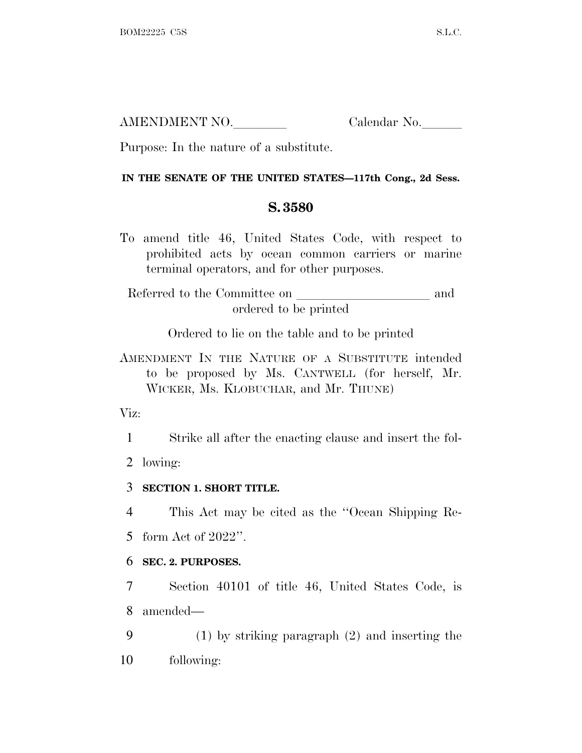AMENDMENT NO.________ Calendar No.______

Purpose: In the nature of a substitute.

**IN THE SENATE OF THE UNITED STATES—117th Cong., 2d Sess.**

## S. 3580

To amend title 46, United States Code, with respect to prohibited acts by ocean common carriers or marine terminal operators, and for other purposes.

Referred to the Committee on ____________________ and ordered to be printed

Ordered to lie on the table and to be printed

AMENDMENT IN THE NATURE OF A SUBSTITUTE intended to be proposed by Ms. CANTWELL (for herself, Mr. WICKER, Ms. KLOBUCHAR, and Mr. THUNE)

Viz:

1 Strike all after the enacting clause and insert the fol-
2 lowing:

3 **SECTION 1. SHORT TITLE.**

4 This Act may be cited as the ''Ocean Shipping Re-
5 form Act of 2022''.

6 **SEC. 2. PURPOSES.**

7 Section 40101 of title 46, United States Code, is
8 amended—

9 (1) by striking paragraph (2) and inserting the
10 following: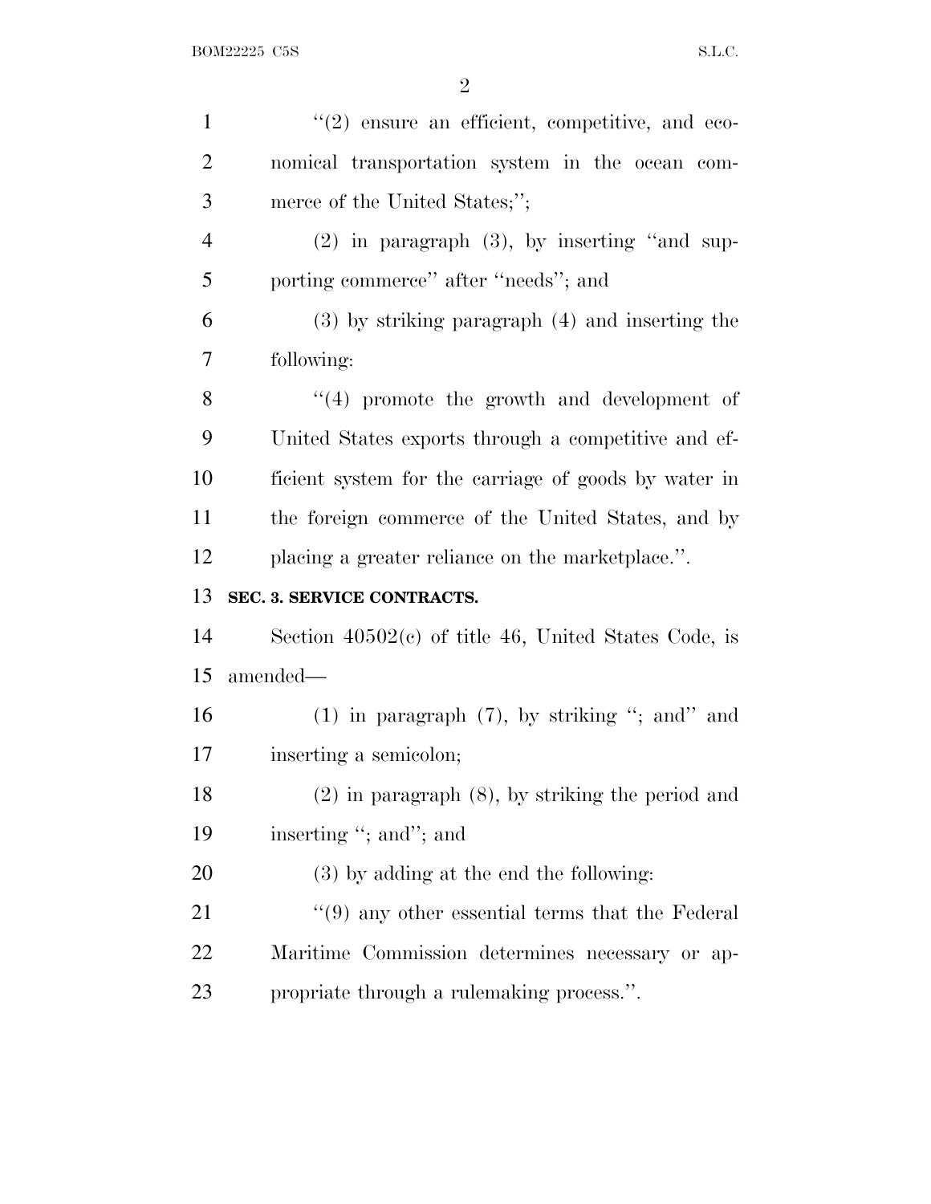''(2) ensure an efficient, competitive, and economical transportation system in the ocean commerce of the United States;'';

(2) in paragraph (3), by inserting ''and supporting commerce'' after ''needs''; and

(3) by striking paragraph (4) and inserting the following:

''(4) promote the growth and development of United States exports through a competitive and efficient system for the carriage of goods by water in the foreign commerce of the United States, and by placing a greater reliance on the marketplace.''.

**SEC. 3. SERVICE CONTRACTS.**

Section 40502(c) of title 46, United States Code, is amended—

(1) in paragraph (7), by striking ''; and'' and inserting a semicolon;

(2) in paragraph (8), by striking the period and inserting ''; and''; and

(3) by adding at the end the following:

''(9) any other essential terms that the Federal Maritime Commission determines necessary or appropriate through a rulemaking process.''.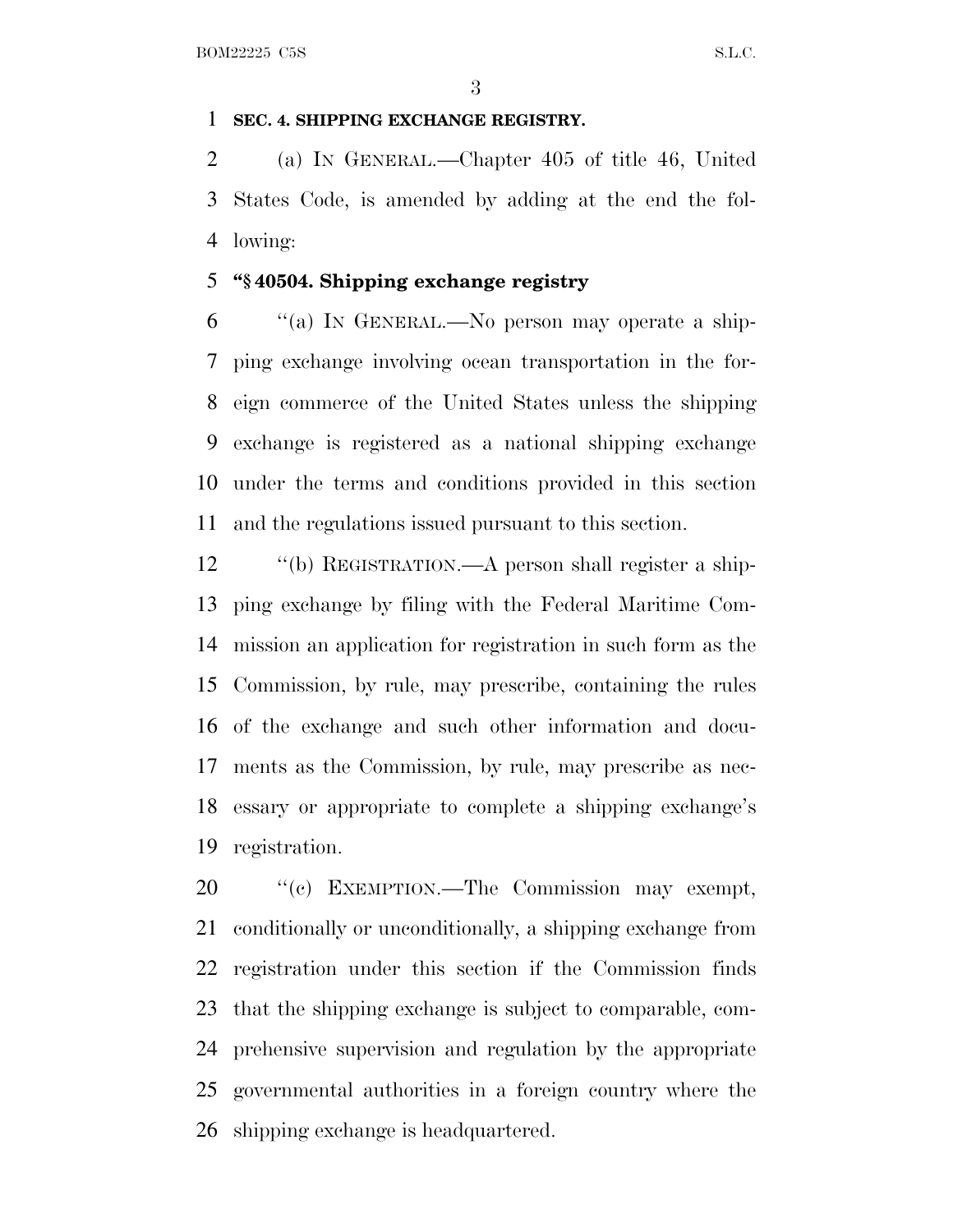**SEC. 4. SHIPPING EXCHANGE REGISTRY.**

(a) IN GENERAL.—Chapter 405 of title 46, United States Code, is amended by adding at the end the following:

**"§ 40504. Shipping exchange registry**

"(a) IN GENERAL.—No person may operate a shipping exchange involving ocean transportation in the foreign commerce of the United States unless the shipping exchange is registered as a national shipping exchange under the terms and conditions provided in this section and the regulations issued pursuant to this section.

"(b) REGISTRATION.—A person shall register a shipping exchange by filing with the Federal Maritime Commission an application for registration in such form as the Commission, by rule, may prescribe, containing the rules of the exchange and such other information and documents as the Commission, by rule, may prescribe as necessary or appropriate to complete a shipping exchange's registration.

"(c) EXEMPTION.—The Commission may exempt, conditionally or unconditionally, a shipping exchange from registration under this section if the Commission finds that the shipping exchange is subject to comparable, comprehensive supervision and regulation by the appropriate governmental authorities in a foreign country where the shipping exchange is headquartered.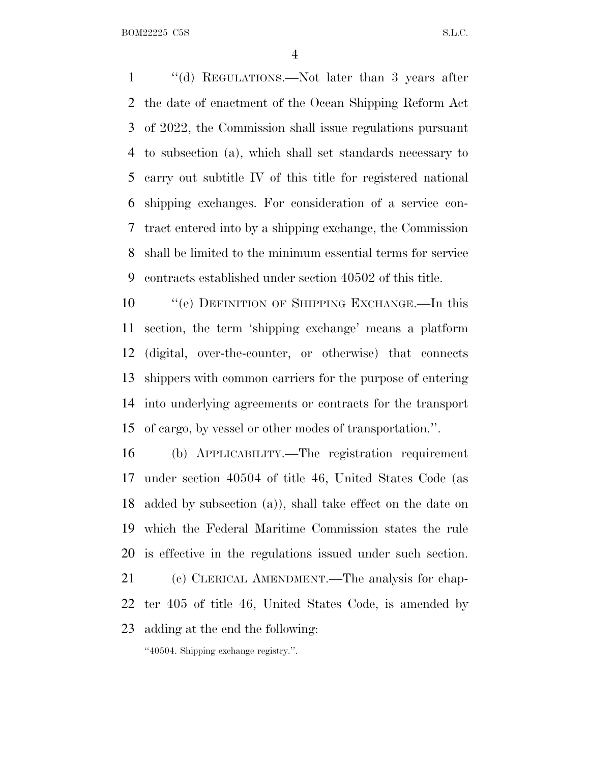"(d) REGULATIONS.—Not later than 3 years after the date of enactment of the Ocean Shipping Reform Act of 2022, the Commission shall issue regulations pursuant to subsection (a), which shall set standards necessary to carry out subtitle IV of this title for registered national shipping exchanges. For consideration of a service contract entered into by a shipping exchange, the Commission shall be limited to the minimum essential terms for service contracts established under section 40502 of this title.

"(e) DEFINITION OF SHIPPING EXCHANGE.—In this section, the term 'shipping exchange' means a platform (digital, over-the-counter, or otherwise) that connects shippers with common carriers for the purpose of entering into underlying agreements or contracts for the transport of cargo, by vessel or other modes of transportation.".

(b) APPLICABILITY.—The registration requirement under section 40504 of title 46, United States Code (as added by subsection (a)), shall take effect on the date on which the Federal Maritime Commission states the rule is effective in the regulations issued under such section.

(c) CLERICAL AMENDMENT.—The analysis for chapter 405 of title 46, United States Code, is amended by adding at the end the following:

"40504. Shipping exchange registry.".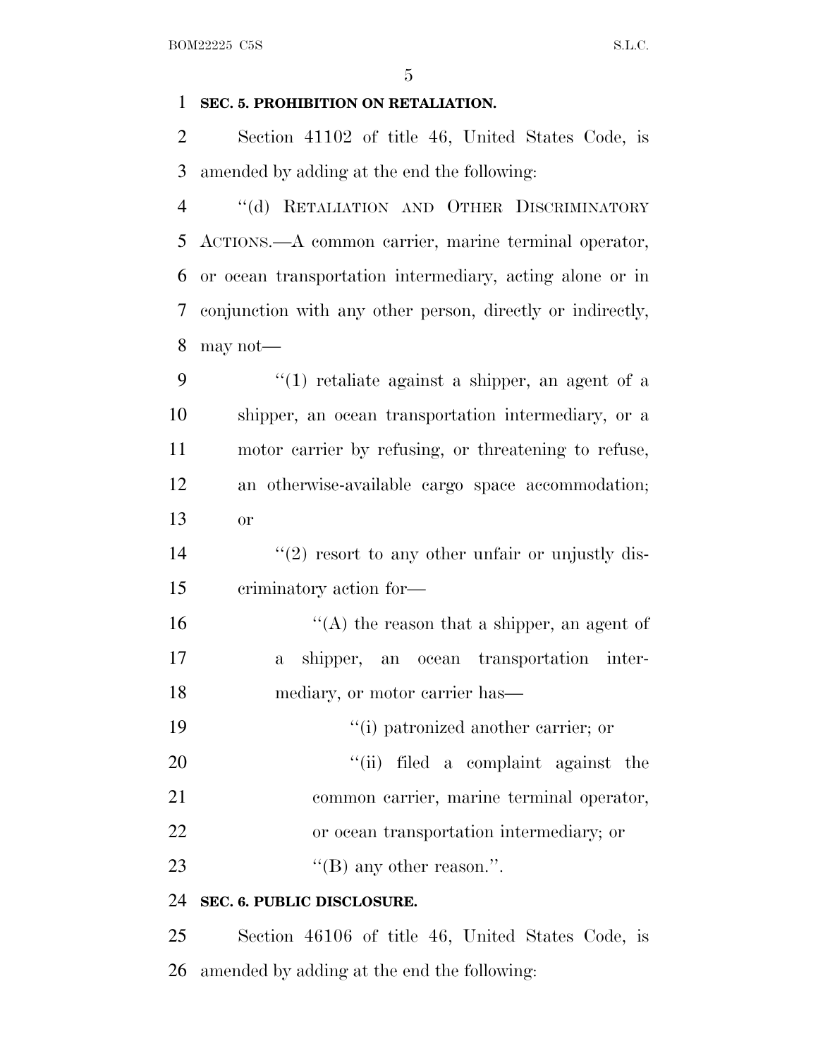**SEC. 5. PROHIBITION ON RETALIATION.**

Section 41102 of title 46, United States Code, is amended by adding at the end the following:

"(d) RETALIATION AND OTHER DISCRIMINATORY ACTIONS.—A common carrier, marine terminal operator, or ocean transportation intermediary, acting alone or in conjunction with any other person, directly or indirectly, may not—

"(1) retaliate against a shipper, an agent of a shipper, an ocean transportation intermediary, or a motor carrier by refusing, or threatening to refuse, an otherwise-available cargo space accommodation; or

"(2) resort to any other unfair or unjustly discriminatory action for—

"(A) the reason that a shipper, an agent of a shipper, an ocean transportation intermediary, or motor carrier has—

"(i) patronized another carrier; or

"(ii) filed a complaint against the common carrier, marine terminal operator, or ocean transportation intermediary; or

"(B) any other reason.".

**SEC. 6. PUBLIC DISCLOSURE.**

Section 46106 of title 46, United States Code, is amended by adding at the end the following: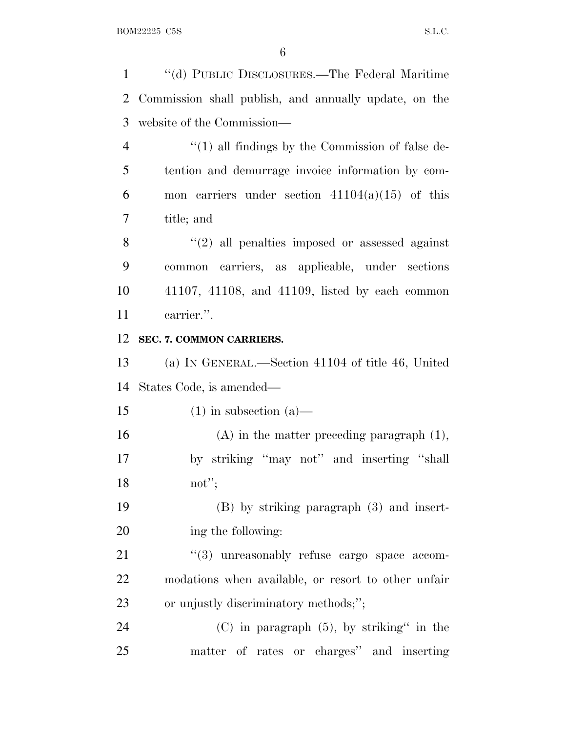"(d) PUBLIC DISCLOSURES.—The Federal Maritime Commission shall publish, and annually update, on the website of the Commission—

"(1) all findings by the Commission of false detention and demurrage invoice information by common carriers under section 41104(a)(15) of this title; and

"(2) all penalties imposed or assessed against common carriers, as applicable, under sections 41107, 41108, and 41109, listed by each common carrier.".

**SEC. 7. COMMON CARRIERS.**

(a) IN GENERAL.—Section 41104 of title 46, United States Code, is amended—

(1) in subsection (a)—

(A) in the matter preceding paragraph (1), by striking "may not" and inserting "shall not";

(B) by striking paragraph (3) and inserting the following:

"(3) unreasonably refuse cargo space accommodations when available, or resort to other unfair or unjustly discriminatory methods;";

(C) in paragraph (5), by striking" in the matter of rates or charges" and inserting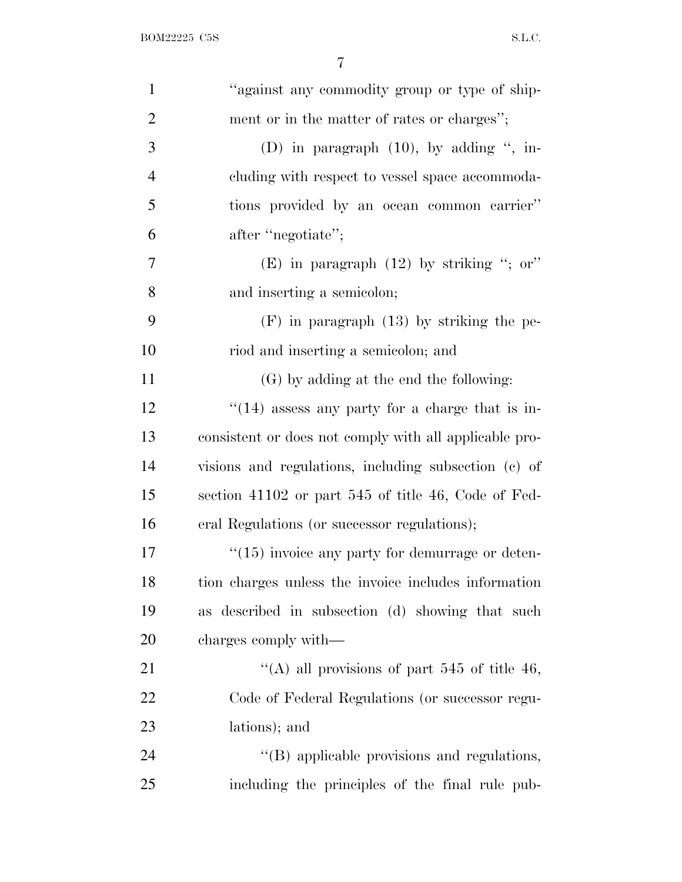"against any commodity group or type of shipment or in the matter of rates or charges";

(D) in paragraph (10), by adding ", including with respect to vessel space accommodations provided by an ocean common carrier" after "negotiate";

(E) in paragraph (12) by striking "; or" and inserting a semicolon;

(F) in paragraph (13) by striking the period and inserting a semicolon; and

(G) by adding at the end the following:

"(14) assess any party for a charge that is inconsistent or does not comply with all applicable provisions and regulations, including subsection (c) of section 41102 or part 545 of title 46, Code of Federal Regulations (or successor regulations);

"(15) invoice any party for demurrage or detention charges unless the invoice includes information as described in subsection (d) showing that such charges comply with—

"(A) all provisions of part 545 of title 46, Code of Federal Regulations (or successor regulations); and

"(B) applicable provisions and regulations, including the principles of the final rule pub-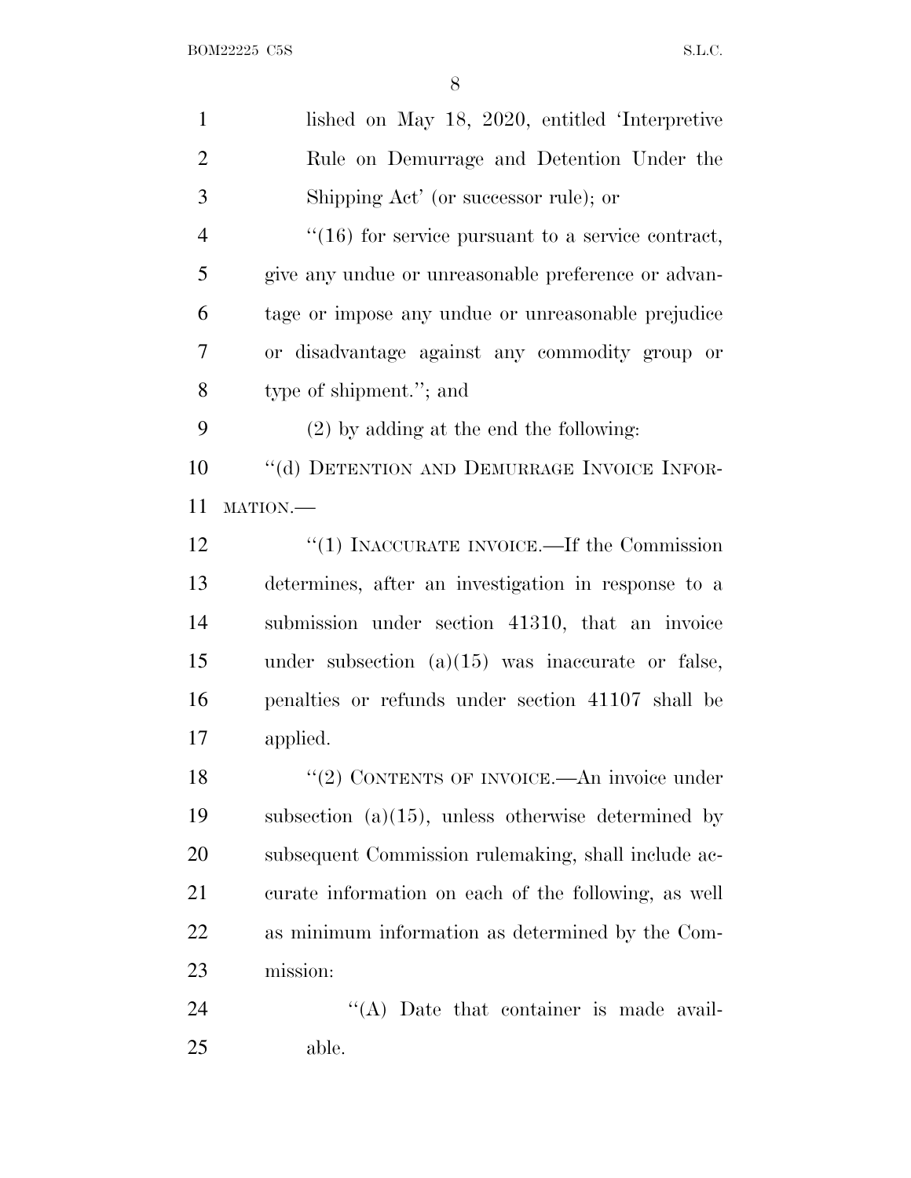lished on May 18, 2020, entitled 'Interpretive Rule on Demurrage and Detention Under the Shipping Act' (or successor rule); or

"(16) for service pursuant to a service contract, give any undue or unreasonable preference or advantage or impose any undue or unreasonable prejudice or disadvantage against any commodity group or type of shipment."; and

(2) by adding at the end the following:

"(d) DETENTION AND DEMURRAGE INVOICE INFORMATION.—

"(1) INACCURATE INVOICE.—If the Commission determines, after an investigation in response to a submission under section 41310, that an invoice under subsection (a)(15) was inaccurate or false, penalties or refunds under section 41107 shall be applied.

"(2) CONTENTS OF INVOICE.—An invoice under subsection (a)(15), unless otherwise determined by subsequent Commission rulemaking, shall include accurate information on each of the following, as well as minimum information as determined by the Commission:

"(A) Date that container is made available.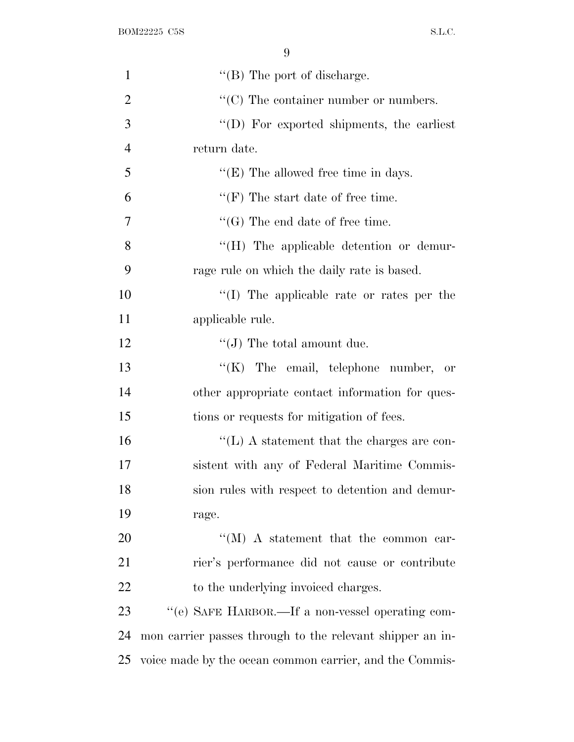''(B) The port of discharge.

''(C) The container number or numbers.

''(D) For exported shipments, the earliest return date.

''(E) The allowed free time in days.

''(F) The start date of free time.

''(G) The end date of free time.

''(H) The applicable detention or demurrage rule on which the daily rate is based.

''(I) The applicable rate or rates per the applicable rule.

''(J) The total amount due.

''(K) The email, telephone number, or other appropriate contact information for questions or requests for mitigation of fees.

''(L) A statement that the charges are consistent with any of Federal Maritime Commission rules with respect to detention and demurrage.

''(M) A statement that the common carrier's performance did not cause or contribute to the underlying invoiced charges.

''(e) SAFE HARBOR.—If a non-vessel operating common carrier passes through to the relevant shipper an invoice made by the ocean common carrier, and the Commis-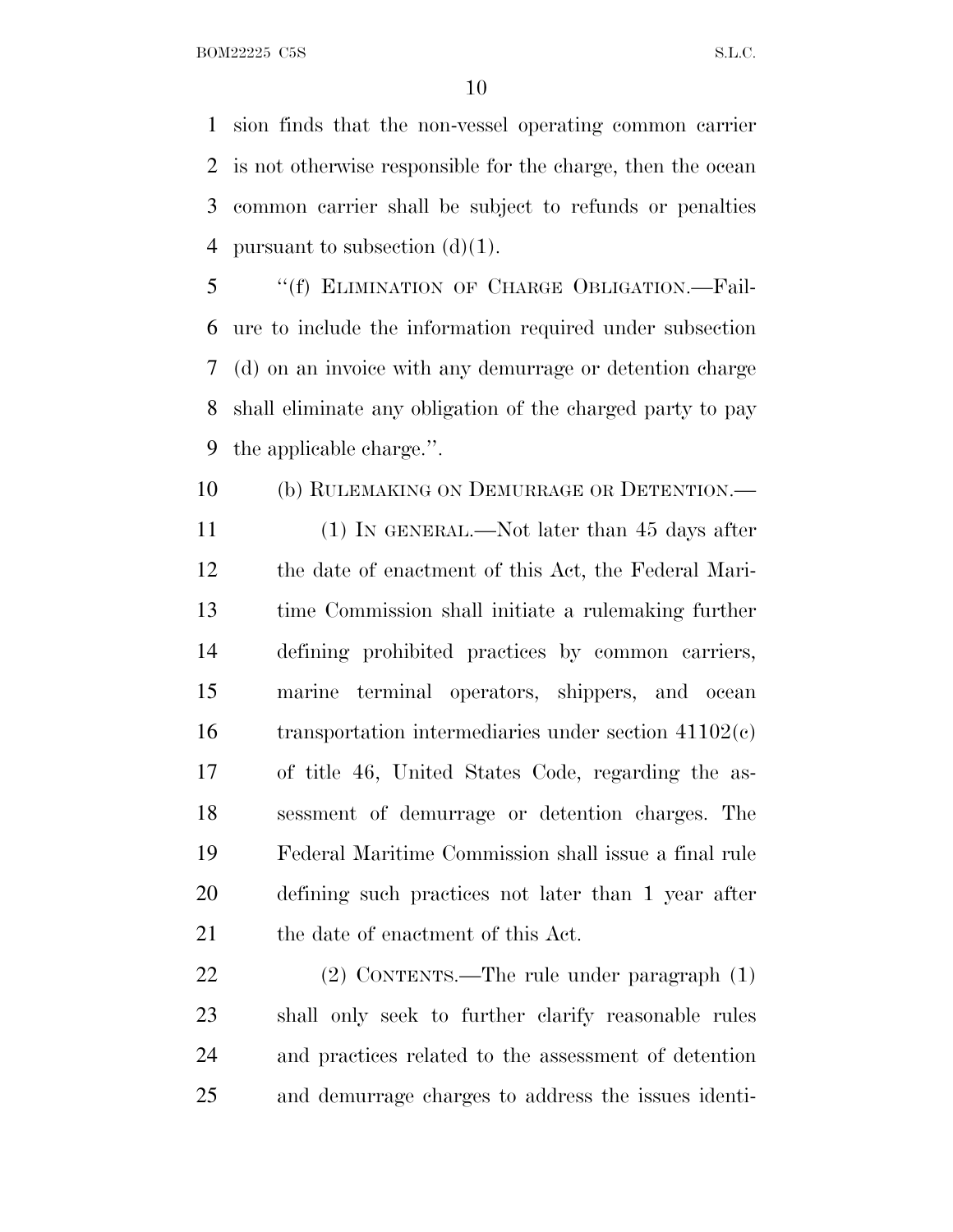sion finds that the non-vessel operating common carrier is not otherwise responsible for the charge, then the ocean common carrier shall be subject to refunds or penalties pursuant to subsection (d)(1).

"(f) ELIMINATION OF CHARGE OBLIGATION.—Failure to include the information required under subsection (d) on an invoice with any demurrage or detention charge shall eliminate any obligation of the charged party to pay the applicable charge.".

(b) RULEMAKING ON DEMURRAGE OR DETENTION.—

(1) IN GENERAL.—Not later than 45 days after the date of enactment of this Act, the Federal Maritime Commission shall initiate a rulemaking further defining prohibited practices by common carriers, marine terminal operators, shippers, and ocean transportation intermediaries under section 41102(c) of title 46, United States Code, regarding the assessment of demurrage or detention charges. The Federal Maritime Commission shall issue a final rule defining such practices not later than 1 year after the date of enactment of this Act.

(2) CONTENTS.—The rule under paragraph (1) shall only seek to further clarify reasonable rules and practices related to the assessment of detention and demurrage charges to address the issues identi-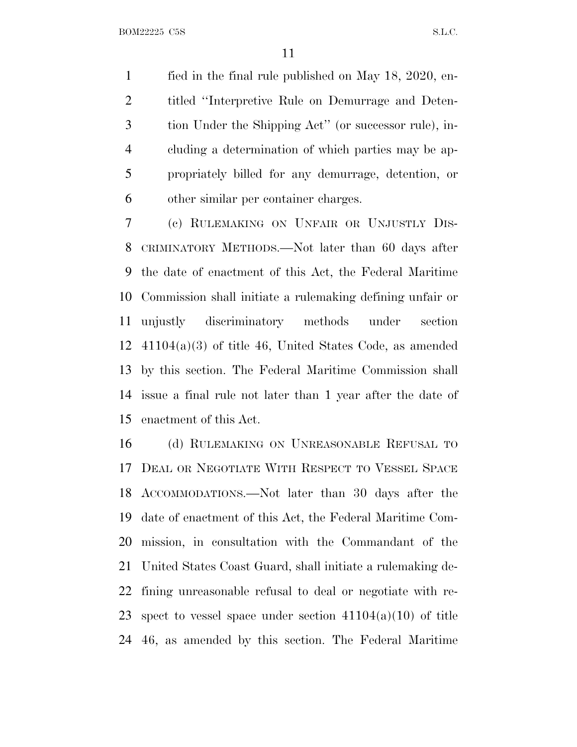fied in the final rule published on May 18, 2020, entitled ''Interpretive Rule on Demurrage and Detention Under the Shipping Act'' (or successor rule), including a determination of which parties may be appropriately billed for any demurrage, detention, or other similar per container charges.

(c) RULEMAKING ON UNFAIR OR UNJUSTLY DISCRIMINATORY METHODS.—Not later than 60 days after the date of enactment of this Act, the Federal Maritime Commission shall initiate a rulemaking defining unfair or unjustly discriminatory methods under section 41104(a)(3) of title 46, United States Code, as amended by this section. The Federal Maritime Commission shall issue a final rule not later than 1 year after the date of enactment of this Act.

(d) RULEMAKING ON UNREASONABLE REFUSAL TO DEAL OR NEGOTIATE WITH RESPECT TO VESSEL SPACE ACCOMMODATIONS.—Not later than 30 days after the date of enactment of this Act, the Federal Maritime Commission, in consultation with the Commandant of the United States Coast Guard, shall initiate a rulemaking defining unreasonable refusal to deal or negotiate with respect to vessel space under section 41104(a)(10) of title 46, as amended by this section. The Federal Maritime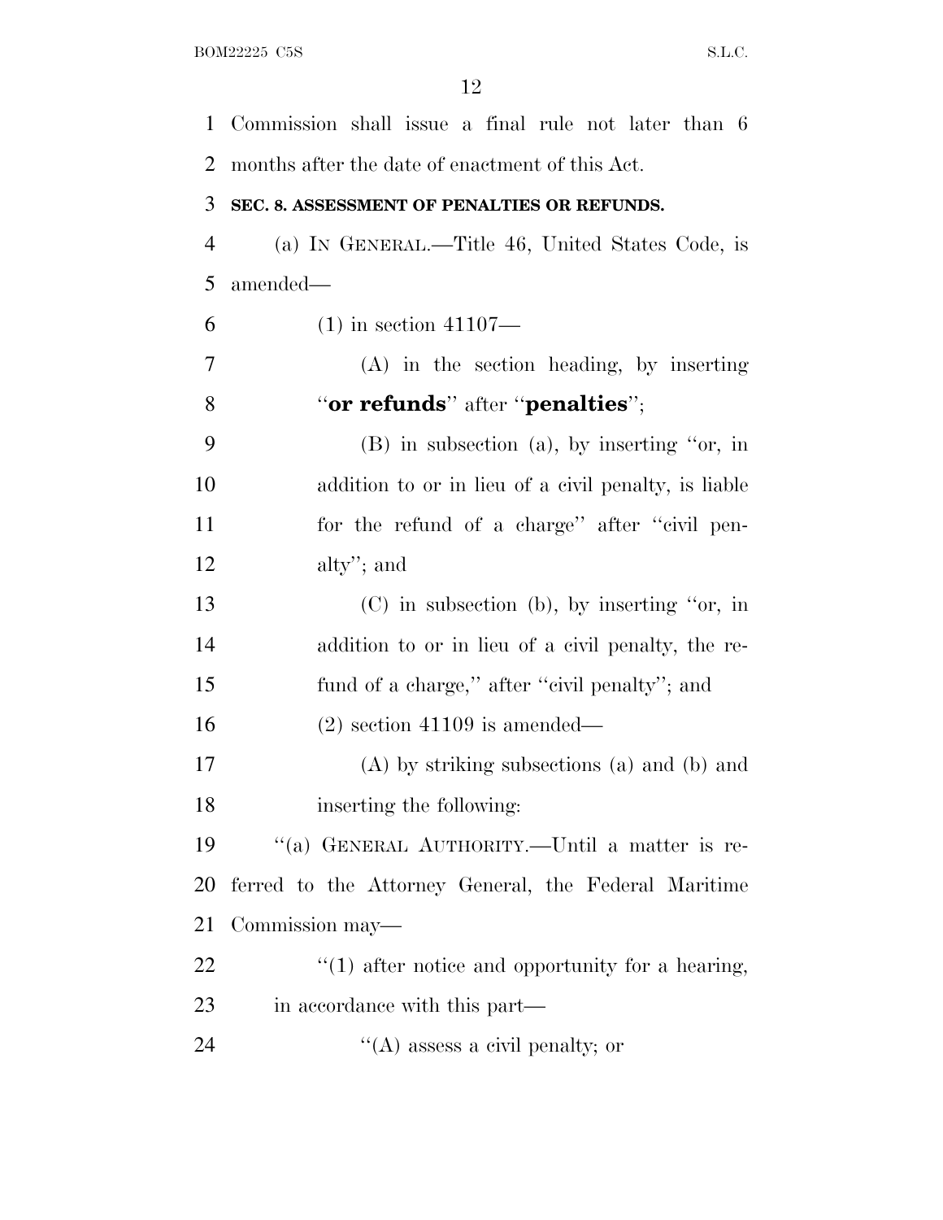Commission shall issue a final rule not later than 6 months after the date of enactment of this Act.

**SEC. 8. ASSESSMENT OF PENALTIES OR REFUNDS.**

(a) IN GENERAL.—Title 46, United States Code, is amended—

(1) in section 41107—

(A) in the section heading, by inserting ''**or refunds**'' after ''**penalties**'';

(B) in subsection (a), by inserting ''or, in addition to or in lieu of a civil penalty, is liable for the refund of a charge'' after ''civil penalty''; and

(C) in subsection (b), by inserting ''or, in addition to or in lieu of a civil penalty, the refund of a charge,'' after ''civil penalty''; and

(2) section 41109 is amended—

(A) by striking subsections (a) and (b) and inserting the following:

''(a) GENERAL AUTHORITY.—Until a matter is referred to the Attorney General, the Federal Maritime Commission may—

''(1) after notice and opportunity for a hearing, in accordance with this part—

''(A) assess a civil penalty; or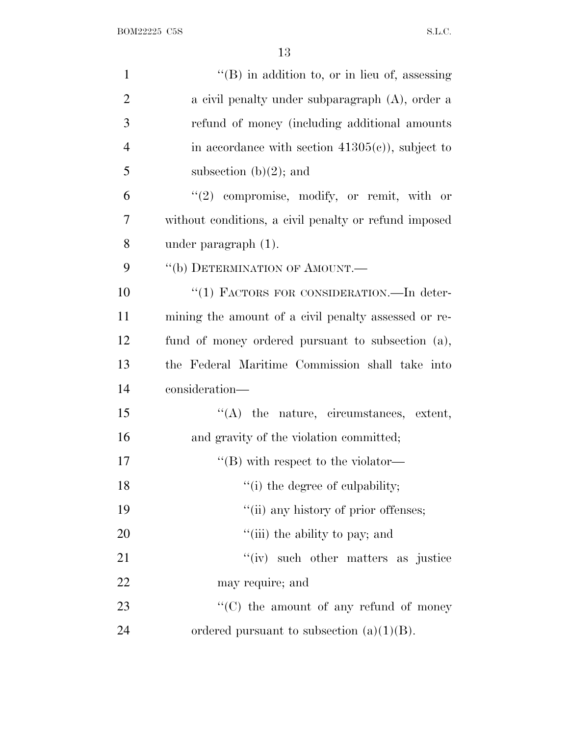"(B) in addition to, or in lieu of, assessing a civil penalty under subparagraph (A), order a refund of money (including additional amounts in accordance with section 41305(c)), subject to subsection (b)(2); and

"(2) compromise, modify, or remit, with or without conditions, a civil penalty or refund imposed under paragraph (1).

"(b) DETERMINATION OF AMOUNT.—

"(1) FACTORS FOR CONSIDERATION.—In determining the amount of a civil penalty assessed or refund of money ordered pursuant to subsection (a), the Federal Maritime Commission shall take into consideration—

"(A) the nature, circumstances, extent, and gravity of the violation committed;

"(B) with respect to the violator—

"(i) the degree of culpability;

"(ii) any history of prior offenses;

"(iii) the ability to pay; and

"(iv) such other matters as justice may require; and

"(C) the amount of any refund of money ordered pursuant to subsection (a)(1)(B).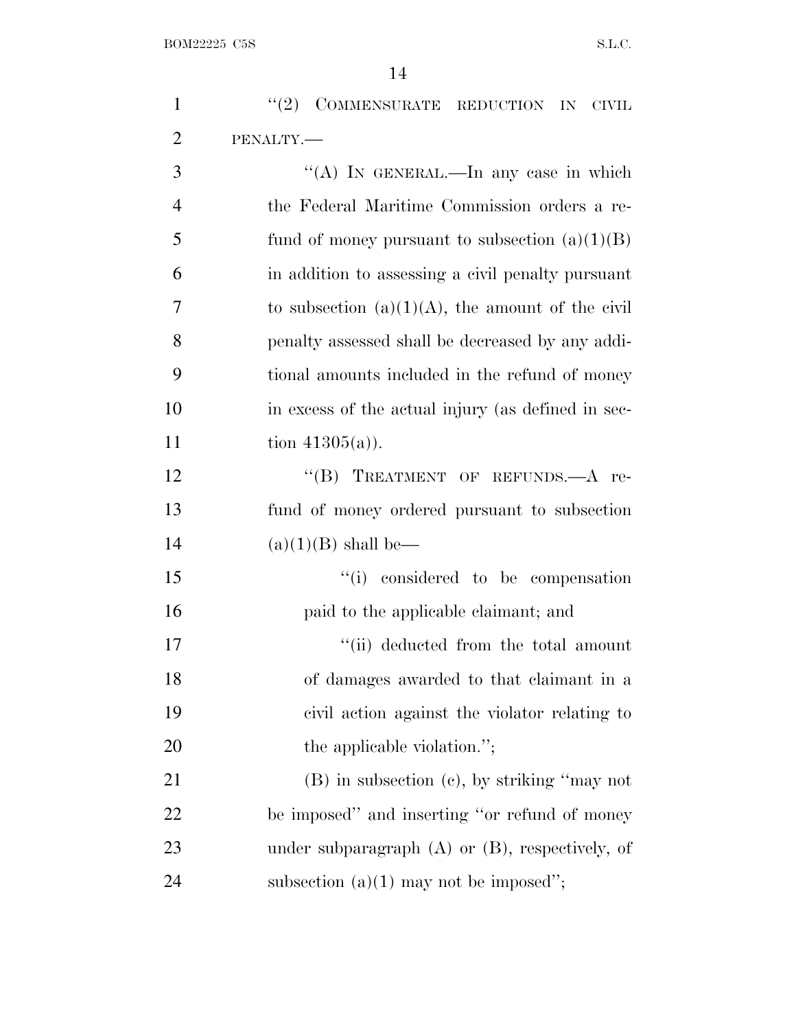"(2) COMMENSURATE REDUCTION IN CIVIL PENALTY.—

"(A) IN GENERAL.—In any case in which the Federal Maritime Commission orders a refund of money pursuant to subsection (a)(1)(B) in addition to assessing a civil penalty pursuant to subsection (a)(1)(A), the amount of the civil penalty assessed shall be decreased by any additional amounts included in the refund of money in excess of the actual injury (as defined in section 41305(a)).

"(B) TREATMENT OF REFUNDS.—A refund of money ordered pursuant to subsection (a)(1)(B) shall be—

"(i) considered to be compensation paid to the applicable claimant; and

"(ii) deducted from the total amount of damages awarded to that claimant in a civil action against the violator relating to the applicable violation.";

(B) in subsection (c), by striking "may not be imposed" and inserting "or refund of money under subparagraph (A) or (B), respectively, of subsection (a)(1) may not be imposed";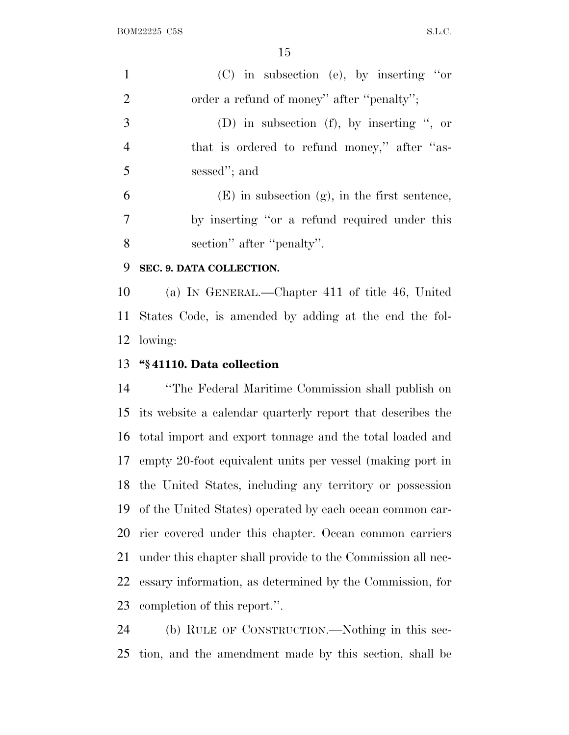(C) in subsection (e), by inserting ''or order a refund of money'' after ''penalty'';

(D) in subsection (f), by inserting '', or that is ordered to refund money,'' after ''assessed''; and

(E) in subsection (g), in the first sentence, by inserting ''or a refund required under this section'' after ''penalty''.

**SEC. 9. DATA COLLECTION.**

(a) IN GENERAL.—Chapter 411 of title 46, United States Code, is amended by adding at the end the following:

**''§ 41110. Data collection**

''The Federal Maritime Commission shall publish on its website a calendar quarterly report that describes the total import and export tonnage and the total loaded and empty 20-foot equivalent units per vessel (making port in the United States, including any territory or possession of the United States) operated by each ocean common carrier covered under this chapter. Ocean common carriers under this chapter shall provide to the Commission all necessary information, as determined by the Commission, for completion of this report.''.

(b) RULE OF CONSTRUCTION.—Nothing in this section, and the amendment made by this section, shall be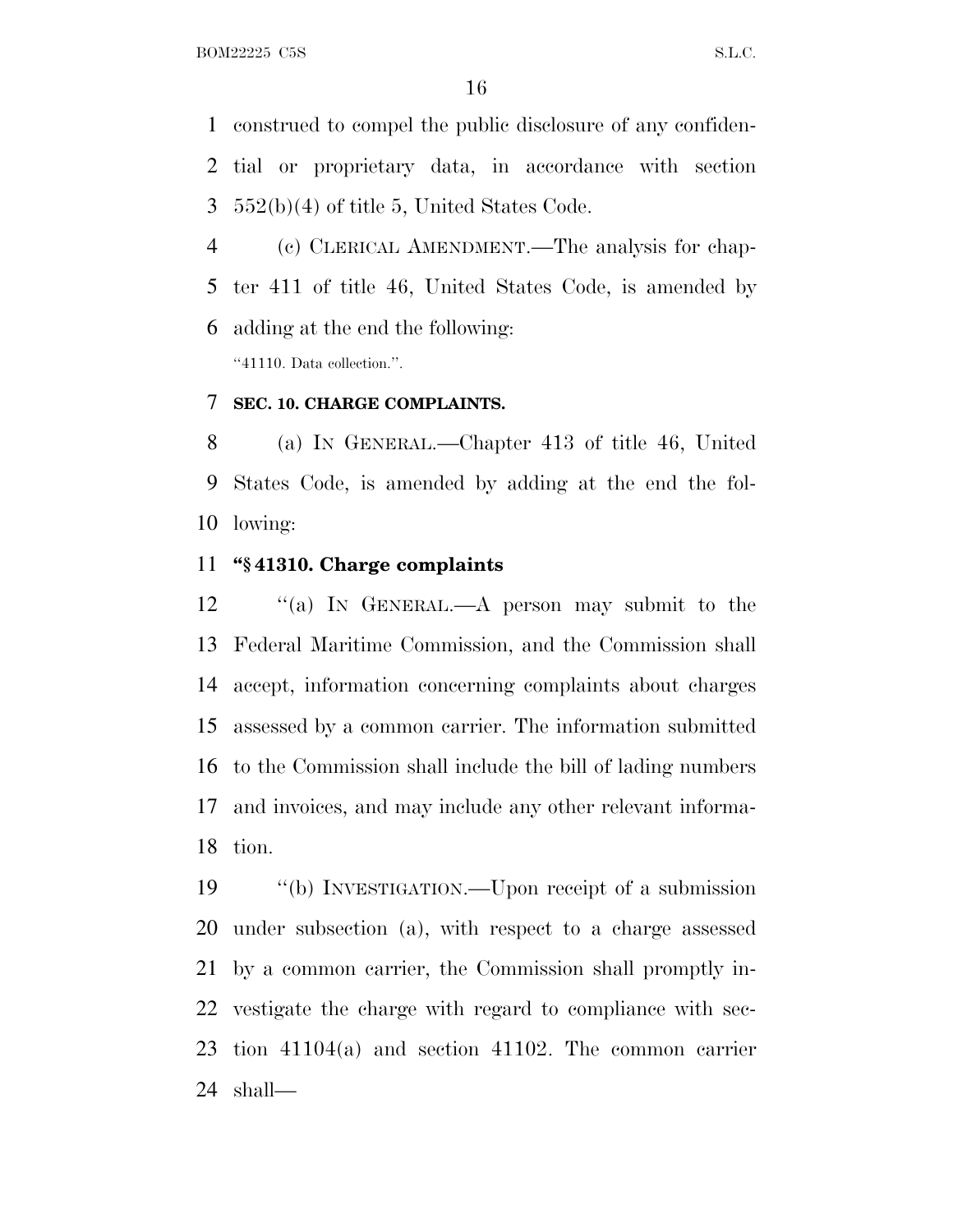construed to compel the public disclosure of any confidential or proprietary data, in accordance with section 552(b)(4) of title 5, United States Code.

(c) CLERICAL AMENDMENT.—The analysis for chapter 411 of title 46, United States Code, is amended by adding at the end the following:

"41110. Data collection.".

**SEC. 10. CHARGE COMPLAINTS.**

(a) IN GENERAL.—Chapter 413 of title 46, United States Code, is amended by adding at the end the following:

**"§ 41310. Charge complaints**

"(a) IN GENERAL.—A person may submit to the Federal Maritime Commission, and the Commission shall accept, information concerning complaints about charges assessed by a common carrier. The information submitted to the Commission shall include the bill of lading numbers and invoices, and may include any other relevant information.

"(b) INVESTIGATION.—Upon receipt of a submission under subsection (a), with respect to a charge assessed by a common carrier, the Commission shall promptly investigate the charge with regard to compliance with section 41104(a) and section 41102. The common carrier shall—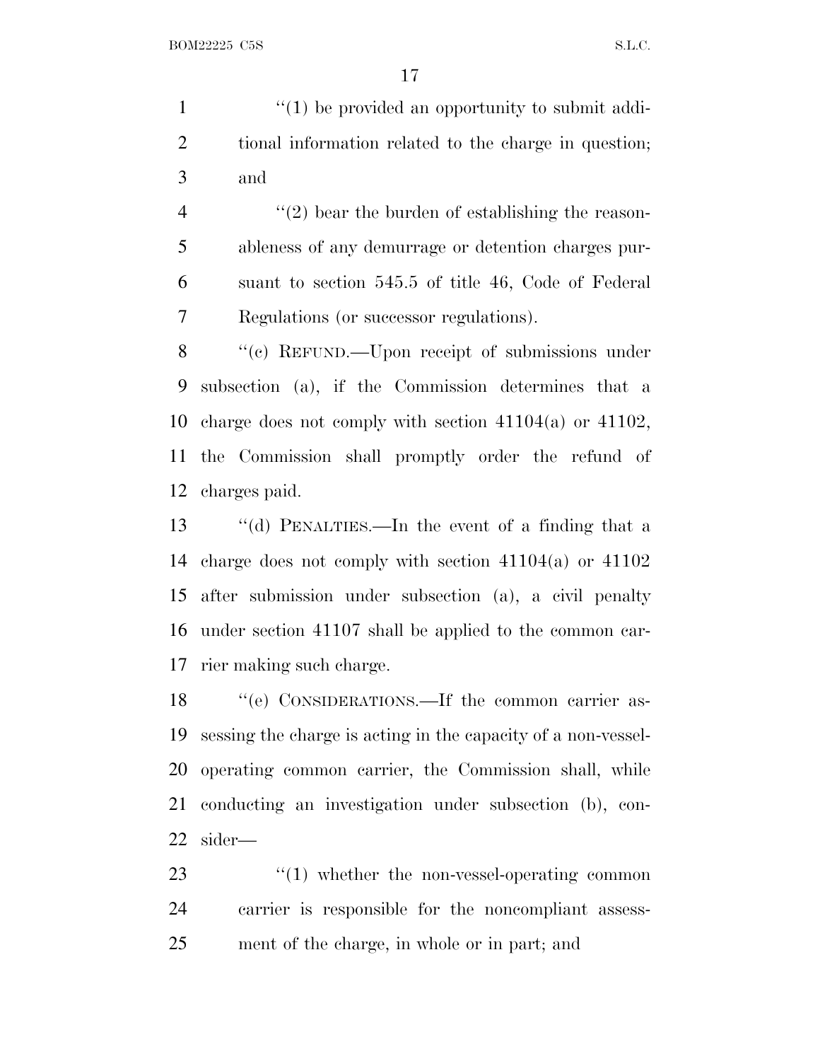''(1) be provided an opportunity to submit additional information related to the charge in question; and

''(2) bear the burden of establishing the reasonableness of any demurrage or detention charges pursuant to section 545.5 of title 46, Code of Federal Regulations (or successor regulations).

''(c) REFUND.—Upon receipt of submissions under subsection (a), if the Commission determines that a charge does not comply with section 41104(a) or 41102, the Commission shall promptly order the refund of charges paid.

''(d) PENALTIES.—In the event of a finding that a charge does not comply with section 41104(a) or 41102 after submission under subsection (a), a civil penalty under section 41107 shall be applied to the common carrier making such charge.

''(e) CONSIDERATIONS.—If the common carrier assessing the charge is acting in the capacity of a non-vessel-operating common carrier, the Commission shall, while conducting an investigation under subsection (b), consider—

''(1) whether the non-vessel-operating common carrier is responsible for the noncompliant assessment of the charge, in whole or in part; and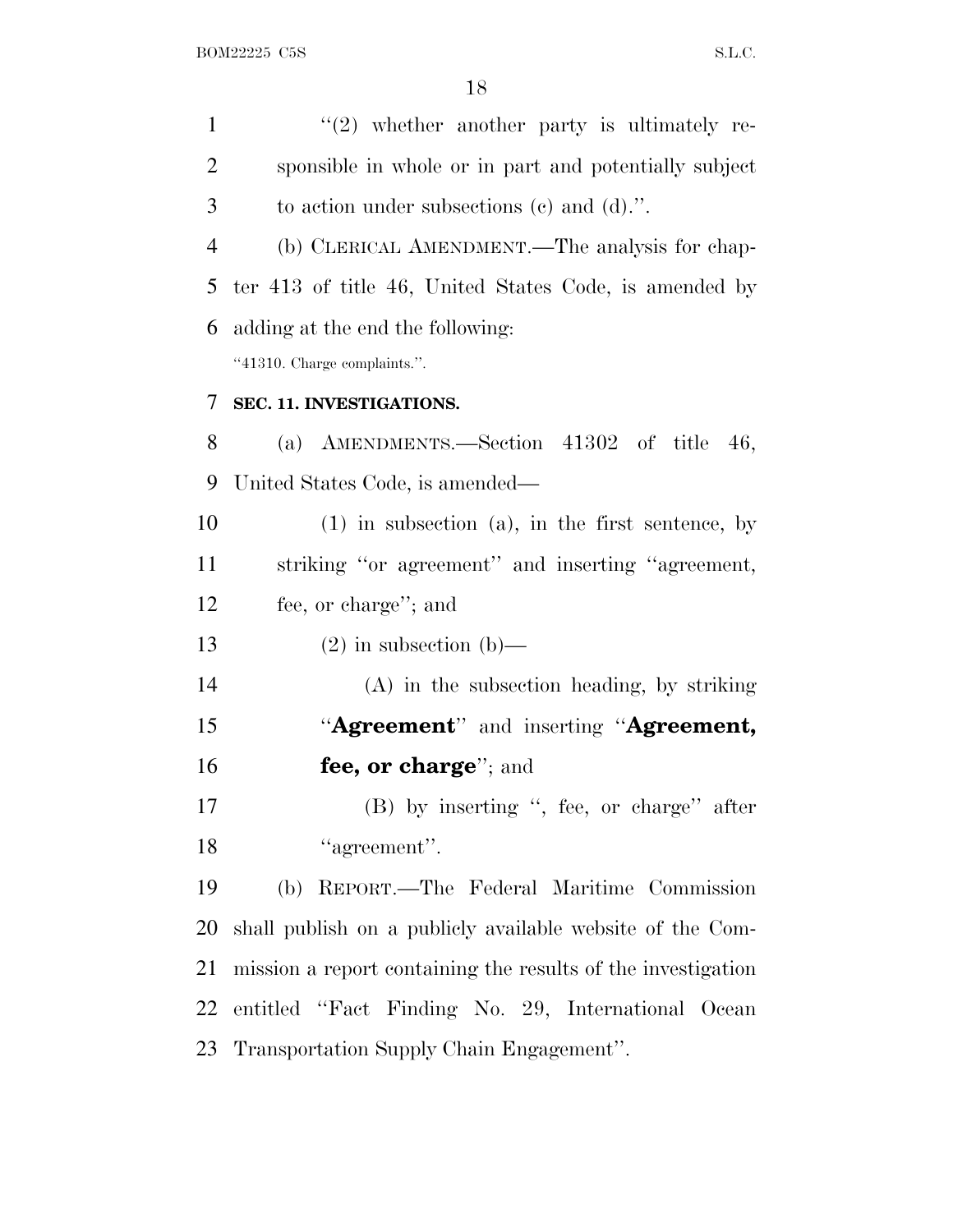"(2) whether another party is ultimately responsible in whole or in part and potentially subject to action under subsections (c) and (d).".

(b) CLERICAL AMENDMENT.—The analysis for chapter 413 of title 46, United States Code, is amended by adding at the end the following:

"41310. Charge complaints.".

**SEC. 11. INVESTIGATIONS.**

(a) AMENDMENTS.—Section 41302 of title 46, United States Code, is amended—

(1) in subsection (a), in the first sentence, by striking "or agreement" and inserting "agreement, fee, or charge"; and

(2) in subsection (b)—

(A) in the subsection heading, by striking "**Agreement**" and inserting "**Agreement, fee, or charge**"; and

(B) by inserting ", fee, or charge" after "agreement".

(b) REPORT.—The Federal Maritime Commission shall publish on a publicly available website of the Commission a report containing the results of the investigation entitled "Fact Finding No. 29, International Ocean Transportation Supply Chain Engagement".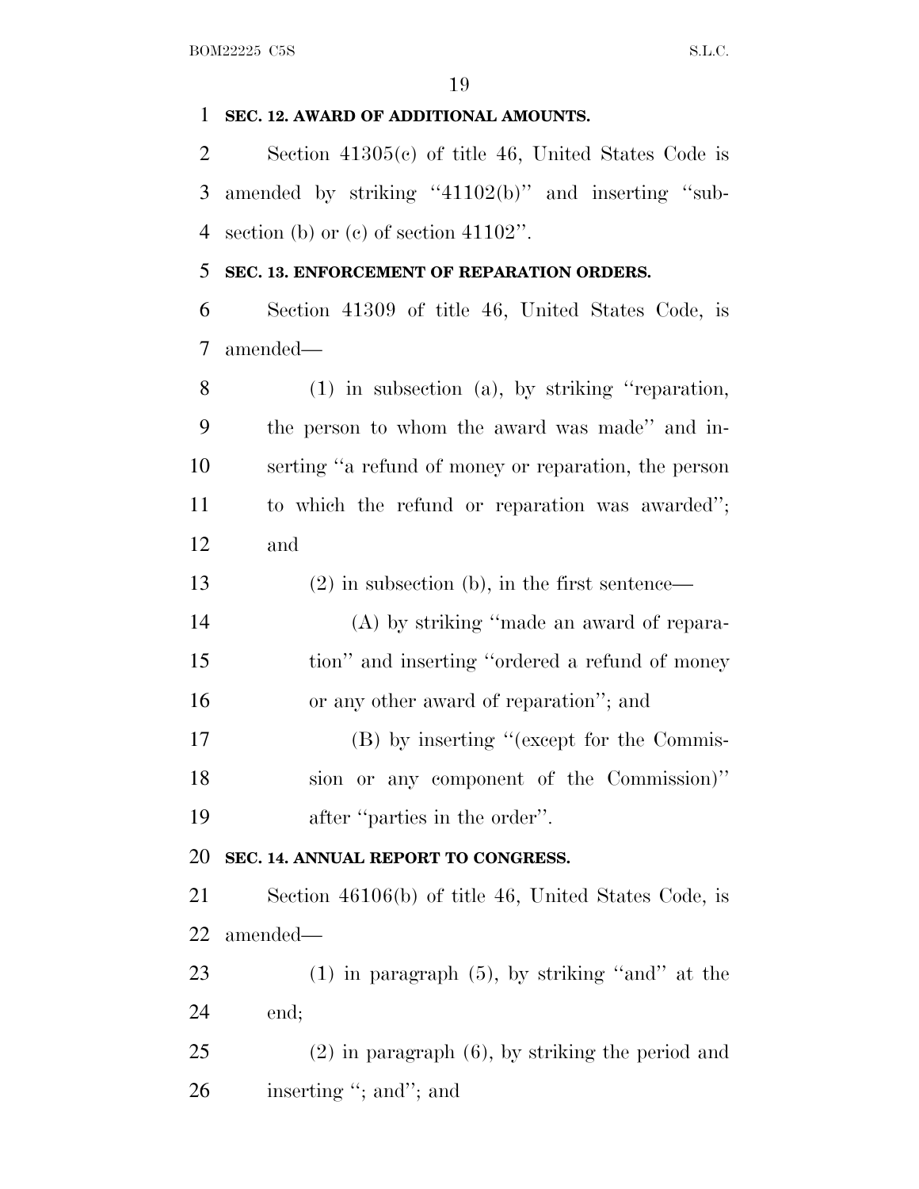**SEC. 12. AWARD OF ADDITIONAL AMOUNTS.**

Section 41305(c) of title 46, United States Code is amended by striking "41102(b)" and inserting "subsection (b) or (c) of section 41102".

**SEC. 13. ENFORCEMENT OF REPARATION ORDERS.**

Section 41309 of title 46, United States Code, is amended—

(1) in subsection (a), by striking "reparation, the person to whom the award was made" and inserting "a refund of money or reparation, the person to which the refund or reparation was awarded"; and

(2) in subsection (b), in the first sentence—

(A) by striking "made an award of reparation" and inserting "ordered a refund of money or any other award of reparation"; and

(B) by inserting "(except for the Commission or any component of the Commission)" after "parties in the order".

**SEC. 14. ANNUAL REPORT TO CONGRESS.**

Section 46106(b) of title 46, United States Code, is amended—

(1) in paragraph (5), by striking "and" at the end;

(2) in paragraph (6), by striking the period and inserting "; and"; and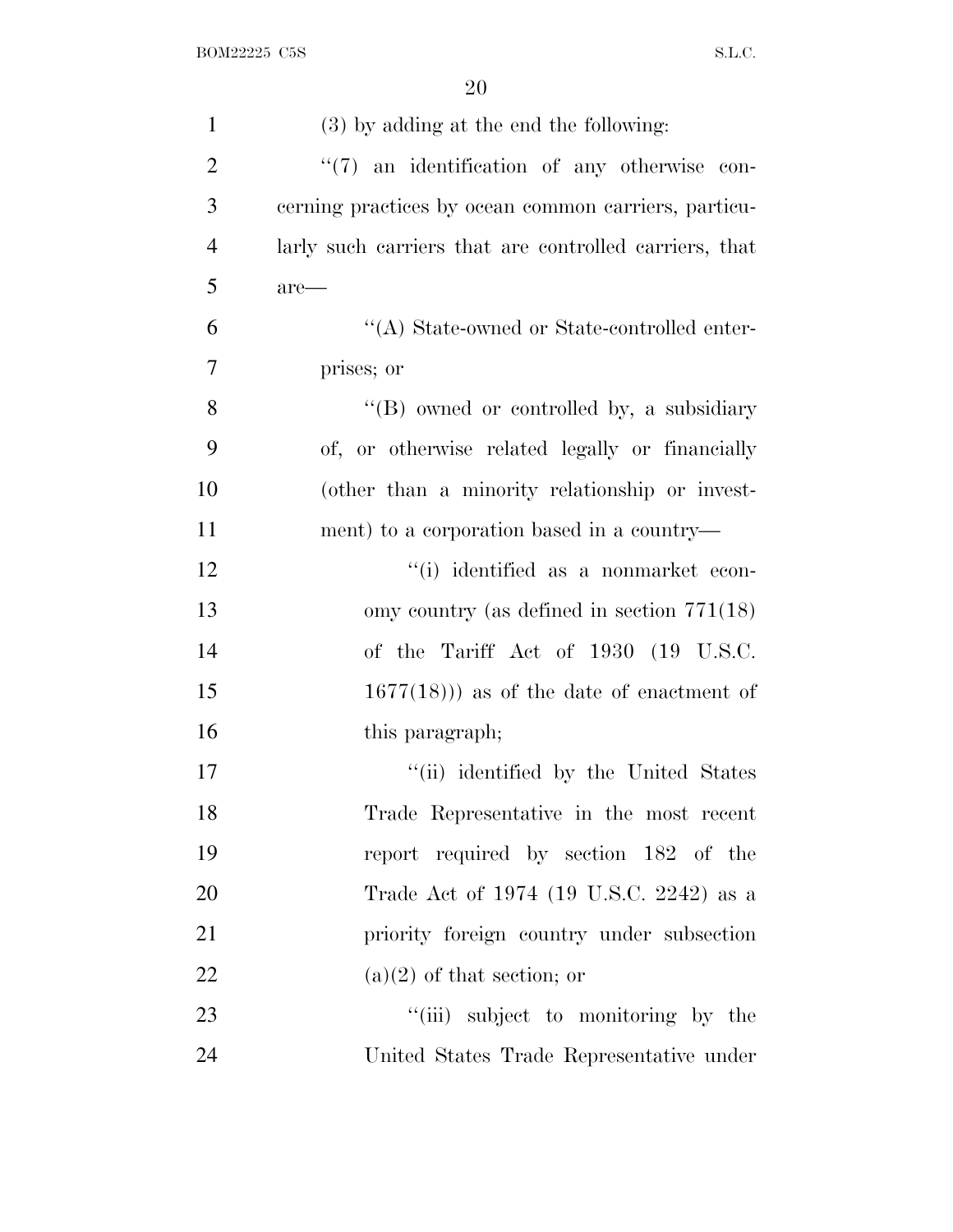(3) by adding at the end the following:

''(7) an identification of any otherwise concerning practices by ocean common carriers, particularly such carriers that are controlled carriers, that are—

''(A) State-owned or State-controlled enterprises; or

''(B) owned or controlled by, a subsidiary of, or otherwise related legally or financially (other than a minority relationship or investment) to a corporation based in a country—

''(i) identified as a nonmarket economy country (as defined in section 771(18) of the Tariff Act of 1930 (19 U.S.C. 1677(18))) as of the date of enactment of this paragraph;

''(ii) identified by the United States Trade Representative in the most recent report required by section 182 of the Trade Act of 1974 (19 U.S.C. 2242) as a priority foreign country under subsection (a)(2) of that section; or

''(iii) subject to monitoring by the United States Trade Representative under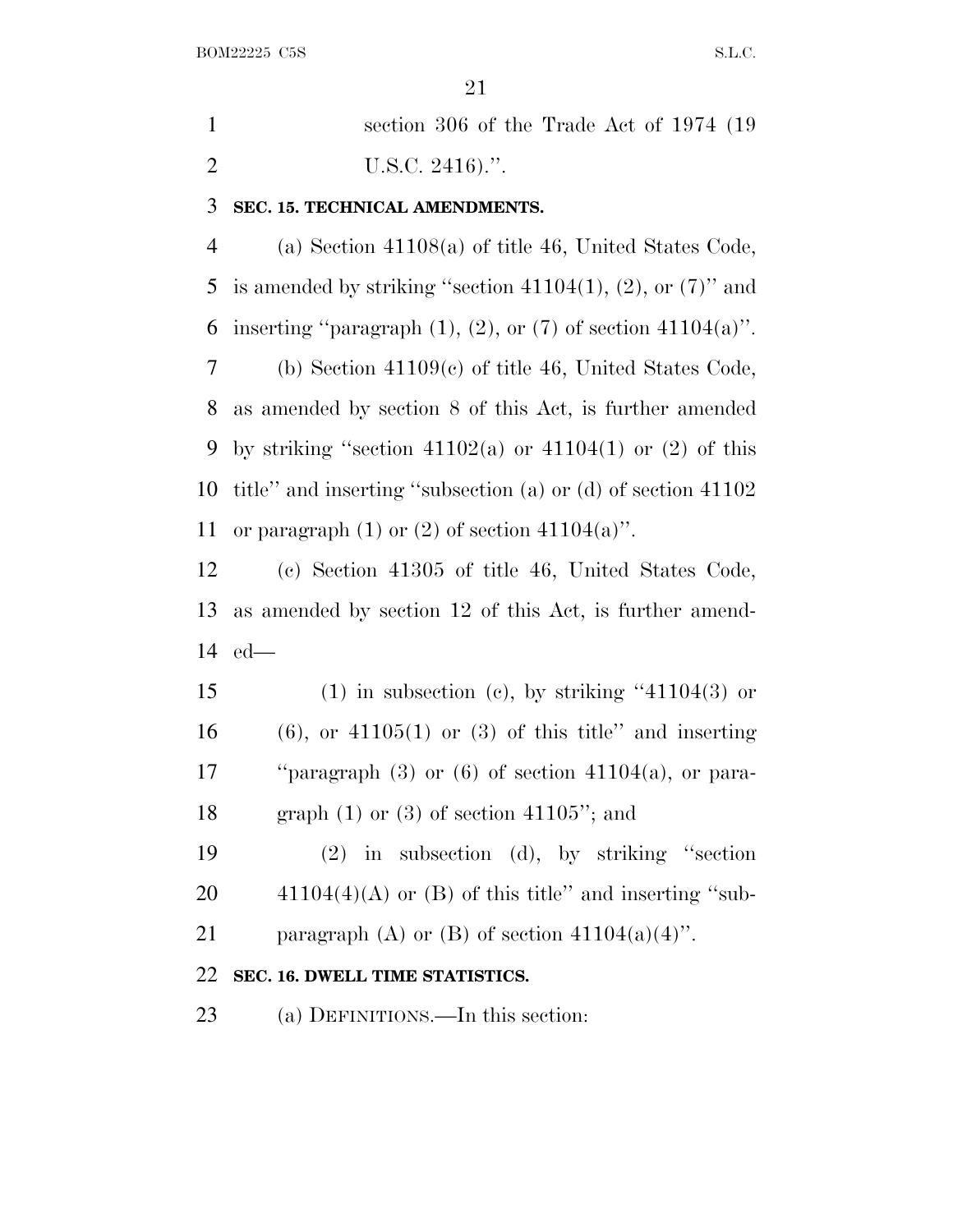section 306 of the Trade Act of 1974 (19 U.S.C. 2416).''.

**SEC. 15. TECHNICAL AMENDMENTS.**

(a) Section 41108(a) of title 46, United States Code, is amended by striking ''section 41104(1), (2), or (7)'' and inserting ''paragraph (1), (2), or (7) of section 41104(a)''.

(b) Section 41109(c) of title 46, United States Code, as amended by section 8 of this Act, is further amended by striking ''section 41102(a) or 41104(1) or (2) of this title'' and inserting ''subsection (a) or (d) of section 41102 or paragraph (1) or (2) of section 41104(a)''.

(c) Section 41305 of title 46, United States Code, as amended by section 12 of this Act, is further amended—

(1) in subsection (c), by striking ''41104(3) or (6), or 41105(1) or (3) of this title'' and inserting ''paragraph (3) or (6) of section 41104(a), or paragraph (1) or (3) of section 41105''; and

(2) in subsection (d), by striking ''section 41104(4)(A) or (B) of this title'' and inserting ''subparagraph (A) or (B) of section 41104(a)(4)''.

**SEC. 16. DWELL TIME STATISTICS.**

(a) DEFINITIONS.—In this section: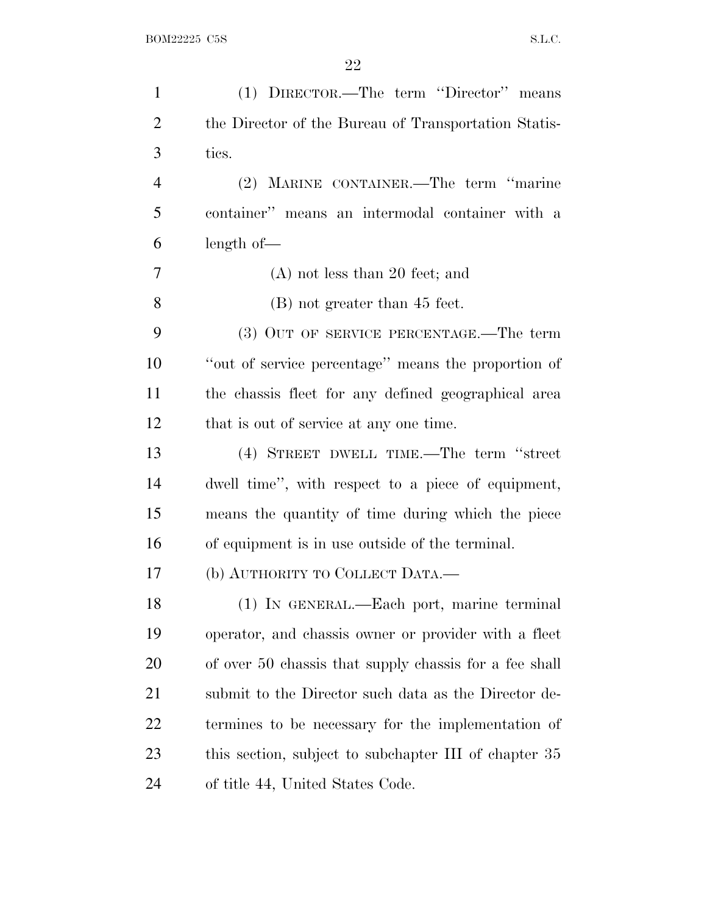(1) DIRECTOR.—The term ''Director'' means the Director of the Bureau of Transportation Statistics.

(2) MARINE CONTAINER.—The term ''marine container'' means an intermodal container with a length of—

(A) not less than 20 feet; and

(B) not greater than 45 feet.

(3) OUT OF SERVICE PERCENTAGE.—The term ''out of service percentage'' means the proportion of the chassis fleet for any defined geographical area that is out of service at any one time.

(4) STREET DWELL TIME.—The term ''street dwell time'', with respect to a piece of equipment, means the quantity of time during which the piece of equipment is in use outside of the terminal.

(b) AUTHORITY TO COLLECT DATA.—

(1) IN GENERAL.—Each port, marine terminal operator, and chassis owner or provider with a fleet of over 50 chassis that supply chassis for a fee shall submit to the Director such data as the Director determines to be necessary for the implementation of this section, subject to subchapter III of chapter 35 of title 44, United States Code.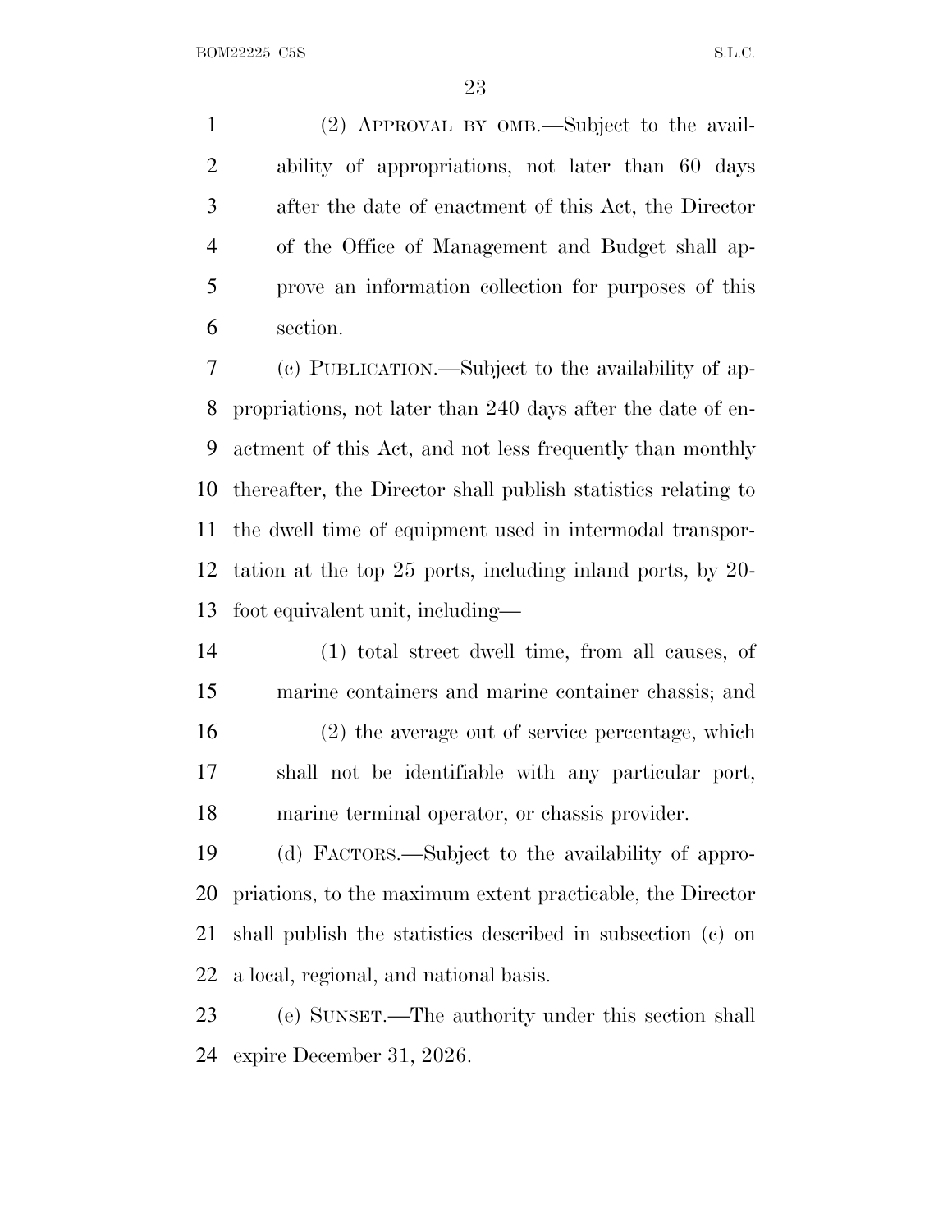(2) APPROVAL BY OMB.—Subject to the availability of appropriations, not later than 60 days after the date of enactment of this Act, the Director of the Office of Management and Budget shall approve an information collection for purposes of this section.

(c) PUBLICATION.—Subject to the availability of appropriations, not later than 240 days after the date of enactment of this Act, and not less frequently than monthly thereafter, the Director shall publish statistics relating to the dwell time of equipment used in intermodal transportation at the top 25 ports, including inland ports, by 20-foot equivalent unit, including—

(1) total street dwell time, from all causes, of marine containers and marine container chassis; and

(2) the average out of service percentage, which shall not be identifiable with any particular port, marine terminal operator, or chassis provider.

(d) FACTORS.—Subject to the availability of appropriations, to the maximum extent practicable, the Director shall publish the statistics described in subsection (c) on a local, regional, and national basis.

(e) SUNSET.—The authority under this section shall expire December 31, 2026.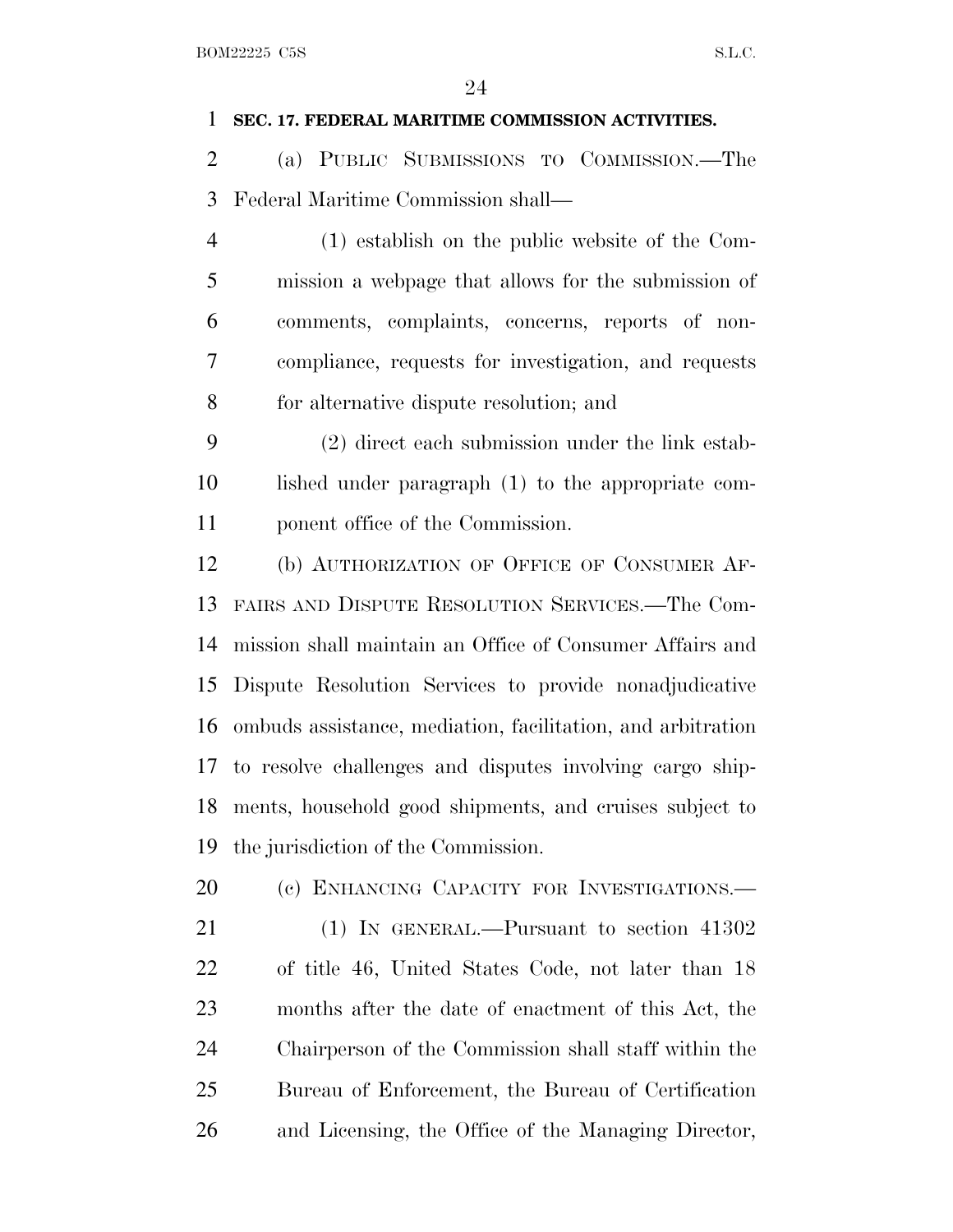**SEC. 17. FEDERAL MARITIME COMMISSION ACTIVITIES.**

(a) PUBLIC SUBMISSIONS TO COMMISSION.—The Federal Maritime Commission shall—

(1) establish on the public website of the Commission a webpage that allows for the submission of comments, complaints, concerns, reports of noncompliance, requests for investigation, and requests for alternative dispute resolution; and

(2) direct each submission under the link established under paragraph (1) to the appropriate component office of the Commission.

(b) AUTHORIZATION OF OFFICE OF CONSUMER AFFAIRS AND DISPUTE RESOLUTION SERVICES.—The Commission shall maintain an Office of Consumer Affairs and Dispute Resolution Services to provide nonadjudicative ombuds assistance, mediation, facilitation, and arbitration to resolve challenges and disputes involving cargo shipments, household good shipments, and cruises subject to the jurisdiction of the Commission.

(c) ENHANCING CAPACITY FOR INVESTIGATIONS.—

(1) IN GENERAL.—Pursuant to section 41302 of title 46, United States Code, not later than 18 months after the date of enactment of this Act, the Chairperson of the Commission shall staff within the Bureau of Enforcement, the Bureau of Certification and Licensing, the Office of the Managing Director,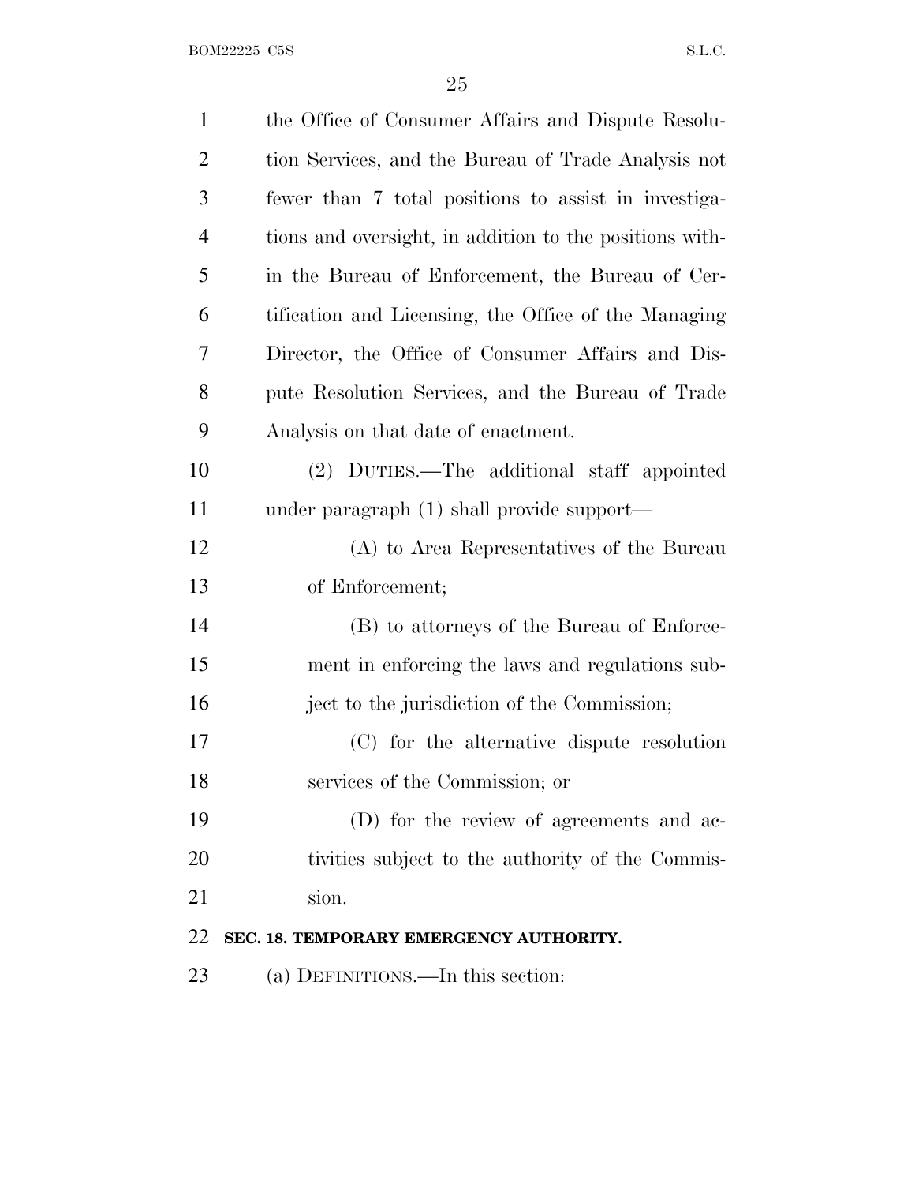the Office of Consumer Affairs and Dispute Resolution Services, and the Bureau of Trade Analysis not fewer than 7 total positions to assist in investigations and oversight, in addition to the positions within the Bureau of Enforcement, the Bureau of Certification and Licensing, the Office of the Managing Director, the Office of Consumer Affairs and Dispute Resolution Services, and the Bureau of Trade Analysis on that date of enactment.

(2) DUTIES.—The additional staff appointed under paragraph (1) shall provide support—

(A) to Area Representatives of the Bureau of Enforcement;

(B) to attorneys of the Bureau of Enforcement in enforcing the laws and regulations subject to the jurisdiction of the Commission;

(C) for the alternative dispute resolution services of the Commission; or

(D) for the review of agreements and activities subject to the authority of the Commission.

**SEC. 18. TEMPORARY EMERGENCY AUTHORITY.**

(a) DEFINITIONS.—In this section: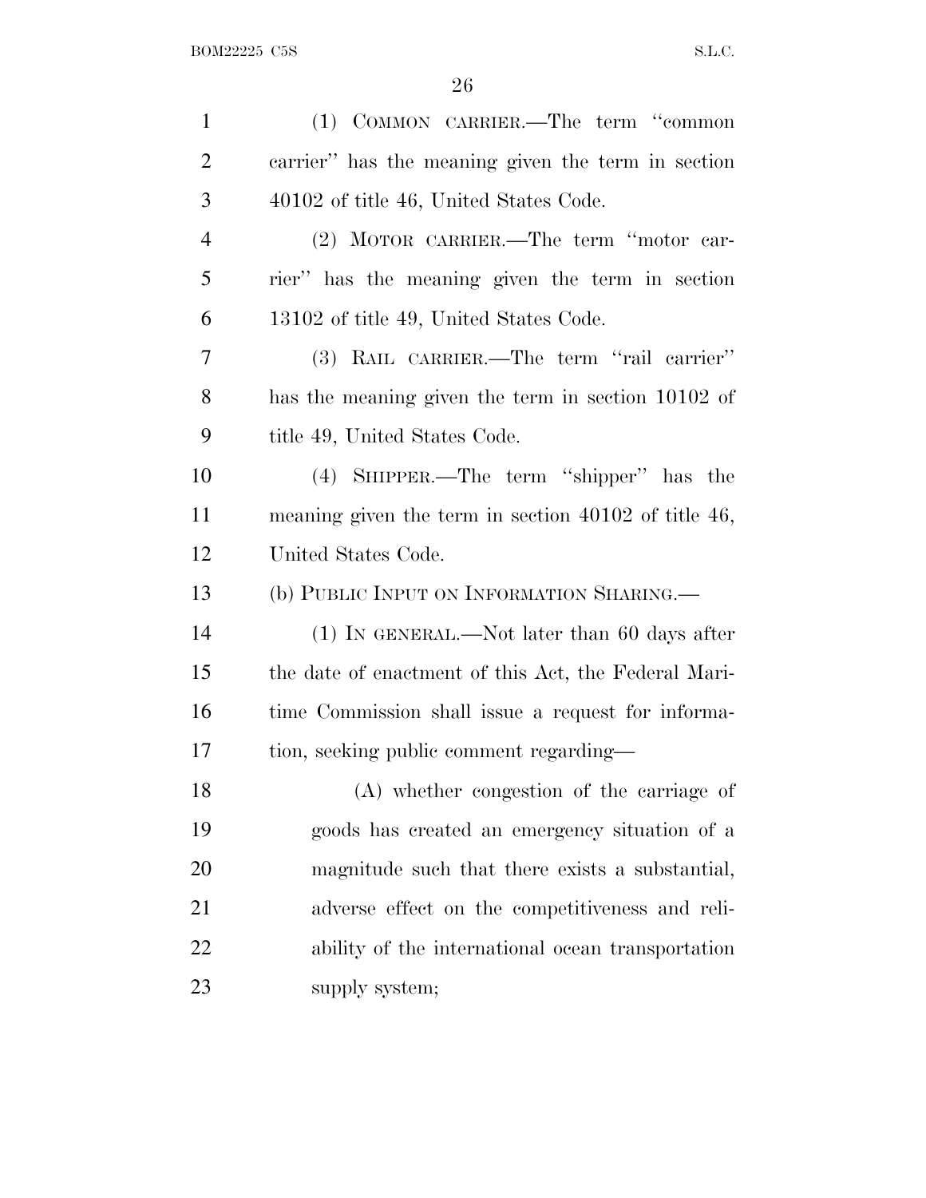(1) COMMON CARRIER.—The term "common carrier" has the meaning given the term in section 40102 of title 46, United States Code.

(2) MOTOR CARRIER.—The term "motor carrier" has the meaning given the term in section 13102 of title 49, United States Code.

(3) RAIL CARRIER.—The term "rail carrier" has the meaning given the term in section 10102 of title 49, United States Code.

(4) SHIPPER.—The term "shipper" has the meaning given the term in section 40102 of title 46, United States Code.

(b) PUBLIC INPUT ON INFORMATION SHARING.—

(1) IN GENERAL.—Not later than 60 days after the date of enactment of this Act, the Federal Maritime Commission shall issue a request for information, seeking public comment regarding—

(A) whether congestion of the carriage of goods has created an emergency situation of a magnitude such that there exists a substantial, adverse effect on the competitiveness and reliability of the international ocean transportation supply system;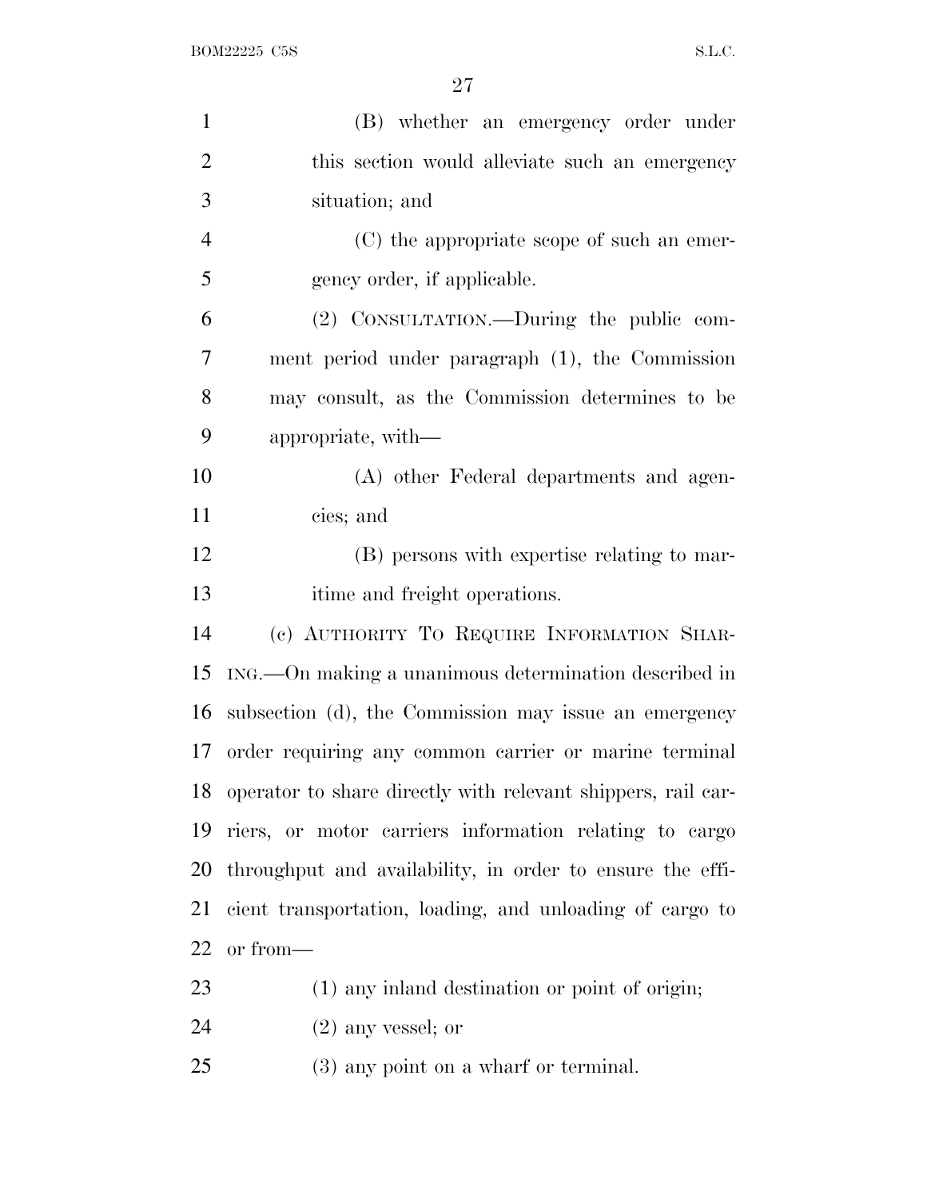(B) whether an emergency order under this section would alleviate such an emergency situation; and

(C) the appropriate scope of such an emergency order, if applicable.

(2) CONSULTATION.—During the public comment period under paragraph (1), the Commission may consult, as the Commission determines to be appropriate, with—

(A) other Federal departments and agencies; and

(B) persons with expertise relating to maritime and freight operations.

(c) AUTHORITY TO REQUIRE INFORMATION SHARING.—On making a unanimous determination described in subsection (d), the Commission may issue an emergency order requiring any common carrier or marine terminal operator to share directly with relevant shippers, rail carriers, or motor carriers information relating to cargo throughput and availability, in order to ensure the efficient transportation, loading, and unloading of cargo to or from—

(1) any inland destination or point of origin;

(2) any vessel; or

(3) any point on a wharf or terminal.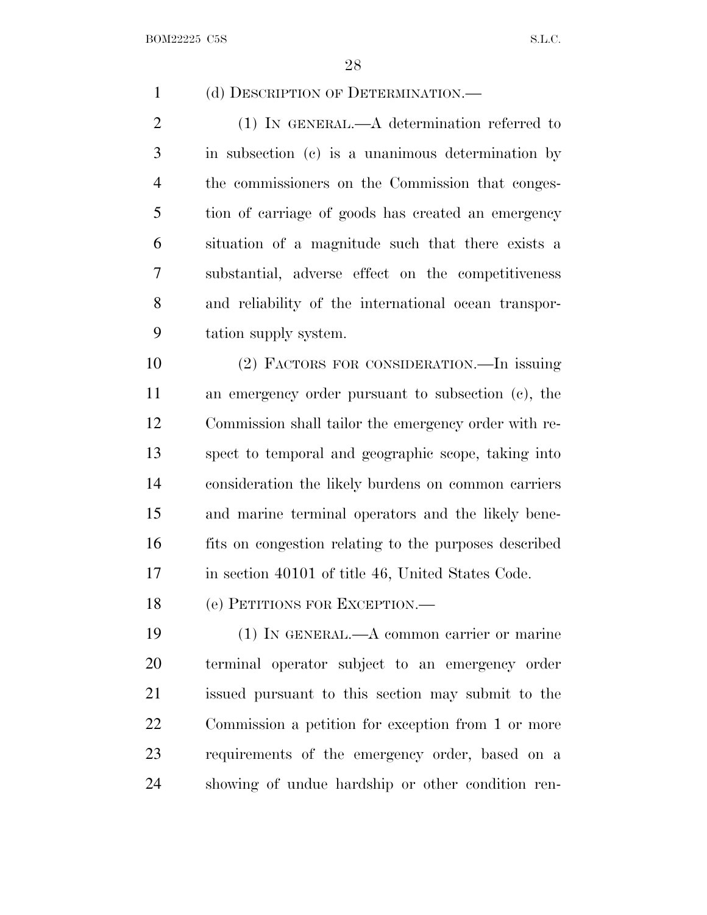(d) DESCRIPTION OF DETERMINATION.—

(1) IN GENERAL.—A determination referred to in subsection (c) is a unanimous determination by the commissioners on the Commission that congestion of carriage of goods has created an emergency situation of a magnitude such that there exists a substantial, adverse effect on the competitiveness and reliability of the international ocean transportation supply system.

(2) FACTORS FOR CONSIDERATION.—In issuing an emergency order pursuant to subsection (c), the Commission shall tailor the emergency order with respect to temporal and geographic scope, taking into consideration the likely burdens on common carriers and marine terminal operators and the likely benefits on congestion relating to the purposes described in section 40101 of title 46, United States Code.

(e) PETITIONS FOR EXCEPTION.—

(1) IN GENERAL.—A common carrier or marine terminal operator subject to an emergency order issued pursuant to this section may submit to the Commission a petition for exception from 1 or more requirements of the emergency order, based on a showing of undue hardship or other condition ren-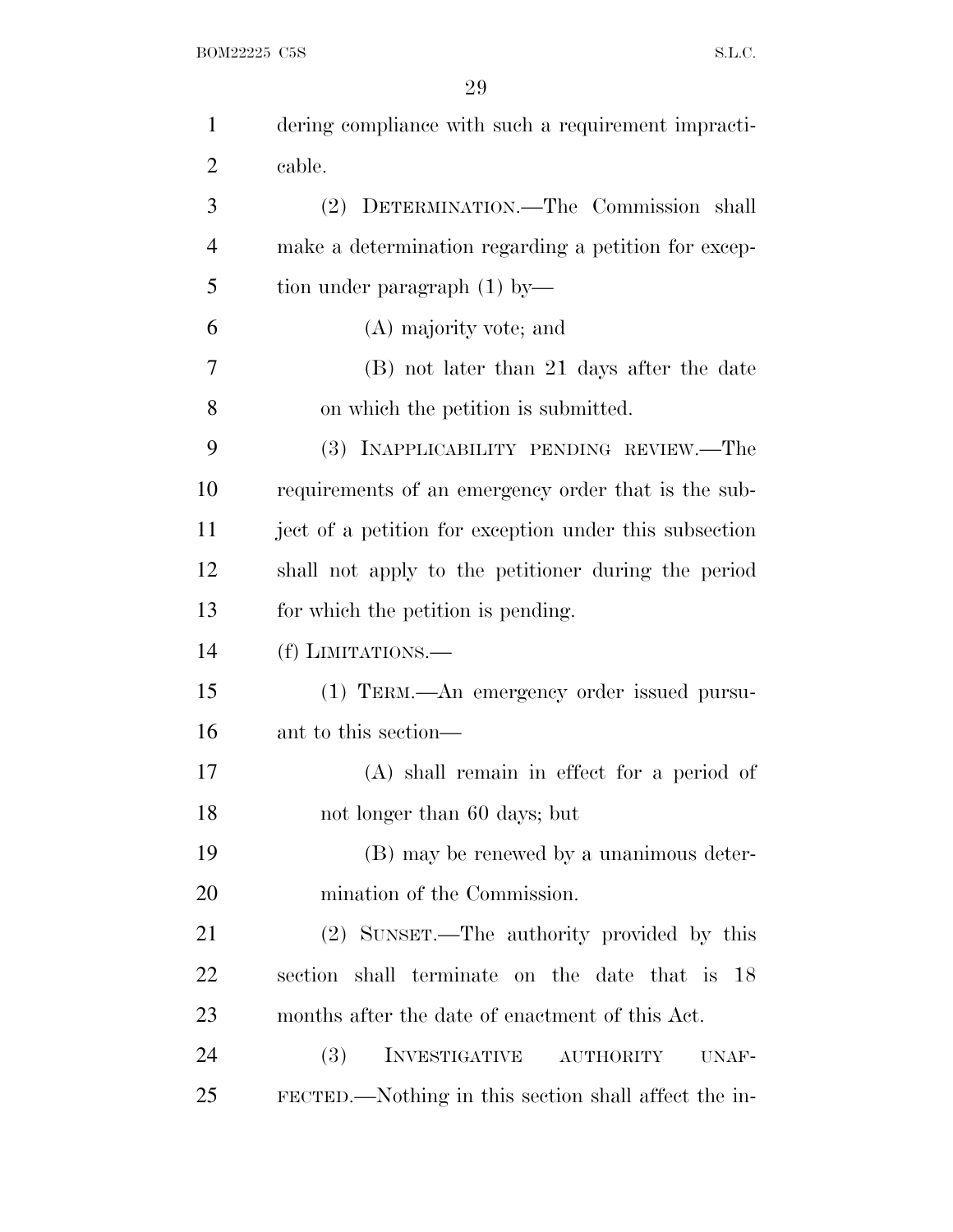dering compliance with such a requirement impracticable.

(2) DETERMINATION.—The Commission shall make a determination regarding a petition for exception under paragraph (1) by—

(A) majority vote; and

(B) not later than 21 days after the date on which the petition is submitted.

(3) INAPPLICABILITY PENDING REVIEW.—The requirements of an emergency order that is the subject of a petition for exception under this subsection shall not apply to the petitioner during the period for which the petition is pending.

(f) LIMITATIONS.—

(1) TERM.—An emergency order issued pursuant to this section—

(A) shall remain in effect for a period of not longer than 60 days; but

(B) may be renewed by a unanimous determination of the Commission.

(2) SUNSET.—The authority provided by this section shall terminate on the date that is 18 months after the date of enactment of this Act.

(3) INVESTIGATIVE AUTHORITY UNAFFECTED.—Nothing in this section shall affect the in-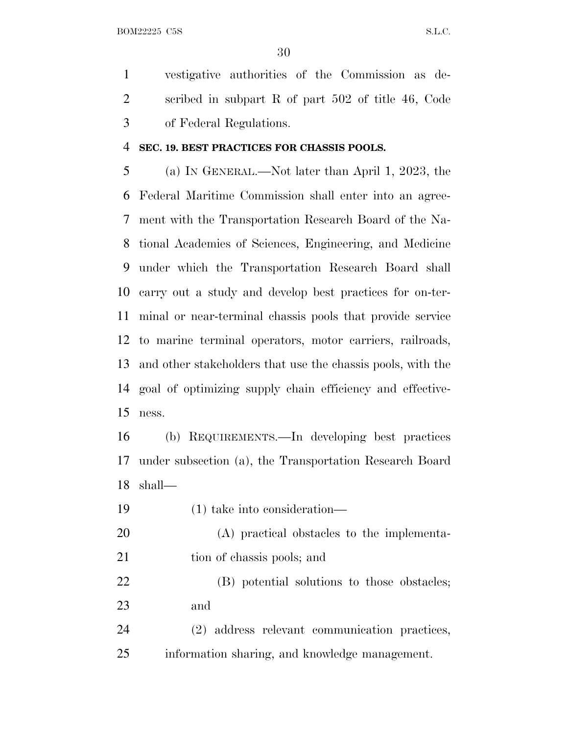vestigative authorities of the Commission as described in subpart R of part 502 of title 46, Code of Federal Regulations.

**SEC. 19. BEST PRACTICES FOR CHASSIS POOLS.**

(a) IN GENERAL.—Not later than April 1, 2023, the Federal Maritime Commission shall enter into an agreement with the Transportation Research Board of the National Academies of Sciences, Engineering, and Medicine under which the Transportation Research Board shall carry out a study and develop best practices for on-terminal or near-terminal chassis pools that provide service to marine terminal operators, motor carriers, railroads, and other stakeholders that use the chassis pools, with the goal of optimizing supply chain efficiency and effectiveness.

(b) REQUIREMENTS.—In developing best practices under subsection (a), the Transportation Research Board shall—

(1) take into consideration—

(A) practical obstacles to the implementation of chassis pools; and

(B) potential solutions to those obstacles; and

(2) address relevant communication practices, information sharing, and knowledge management.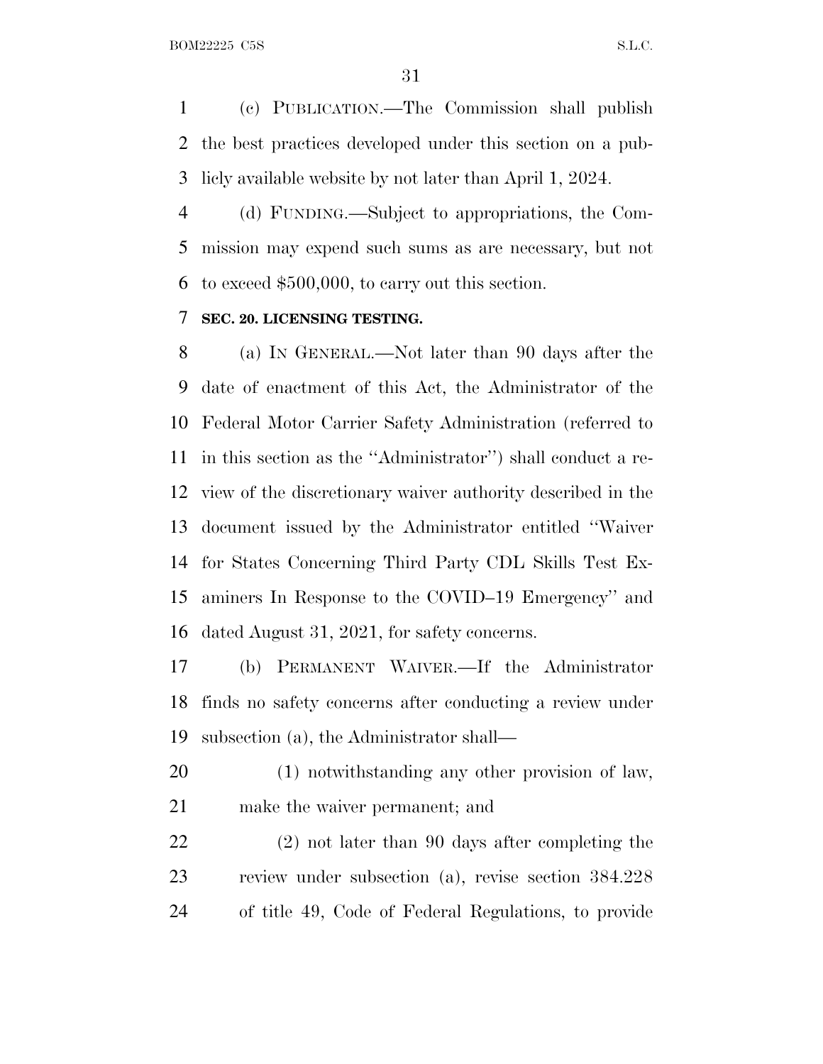(c) PUBLICATION.—The Commission shall publish the best practices developed under this section on a publicly available website by not later than April 1, 2024.

(d) FUNDING.—Subject to appropriations, the Commission may expend such sums as are necessary, but not to exceed $500,000, to carry out this section.

**SEC. 20. LICENSING TESTING.**

(a) IN GENERAL.—Not later than 90 days after the date of enactment of this Act, the Administrator of the Federal Motor Carrier Safety Administration (referred to in this section as the ''Administrator'') shall conduct a review of the discretionary waiver authority described in the document issued by the Administrator entitled ''Waiver for States Concerning Third Party CDL Skills Test Examiners In Response to the COVID–19 Emergency'' and dated August 31, 2021, for safety concerns.

(b) PERMANENT WAIVER.—If the Administrator finds no safety concerns after conducting a review under subsection (a), the Administrator shall—

(1) notwithstanding any other provision of law, make the waiver permanent; and

(2) not later than 90 days after completing the review under subsection (a), revise section 384.228 of title 49, Code of Federal Regulations, to provide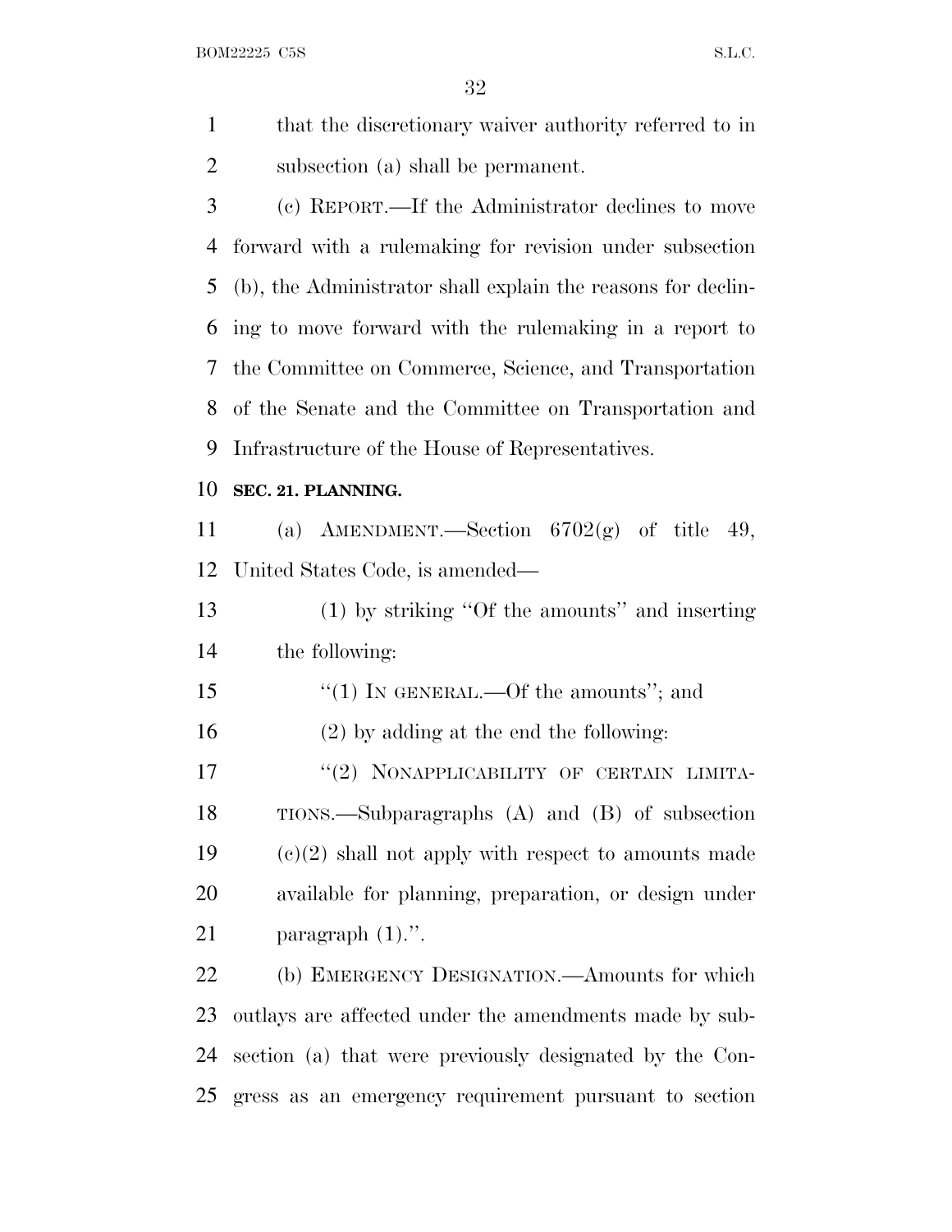that the discretionary waiver authority referred to in subsection (a) shall be permanent.

(c) REPORT.—If the Administrator declines to move forward with a rulemaking for revision under subsection (b), the Administrator shall explain the reasons for declining to move forward with the rulemaking in a report to the Committee on Commerce, Science, and Transportation of the Senate and the Committee on Transportation and Infrastructure of the House of Representatives.

**SEC. 21. PLANNING.**

(a) AMENDMENT.—Section 6702(g) of title 49, United States Code, is amended—

(1) by striking ''Of the amounts'' and inserting the following:

''(1) IN GENERAL.—Of the amounts''; and

(2) by adding at the end the following:

''(2) NONAPPLICABILITY OF CERTAIN LIMITATIONS.—Subparagraphs (A) and (B) of subsection (c)(2) shall not apply with respect to amounts made available for planning, preparation, or design under paragraph (1).''.

(b) EMERGENCY DESIGNATION.—Amounts for which outlays are affected under the amendments made by subsection (a) that were previously designated by the Congress as an emergency requirement pursuant to section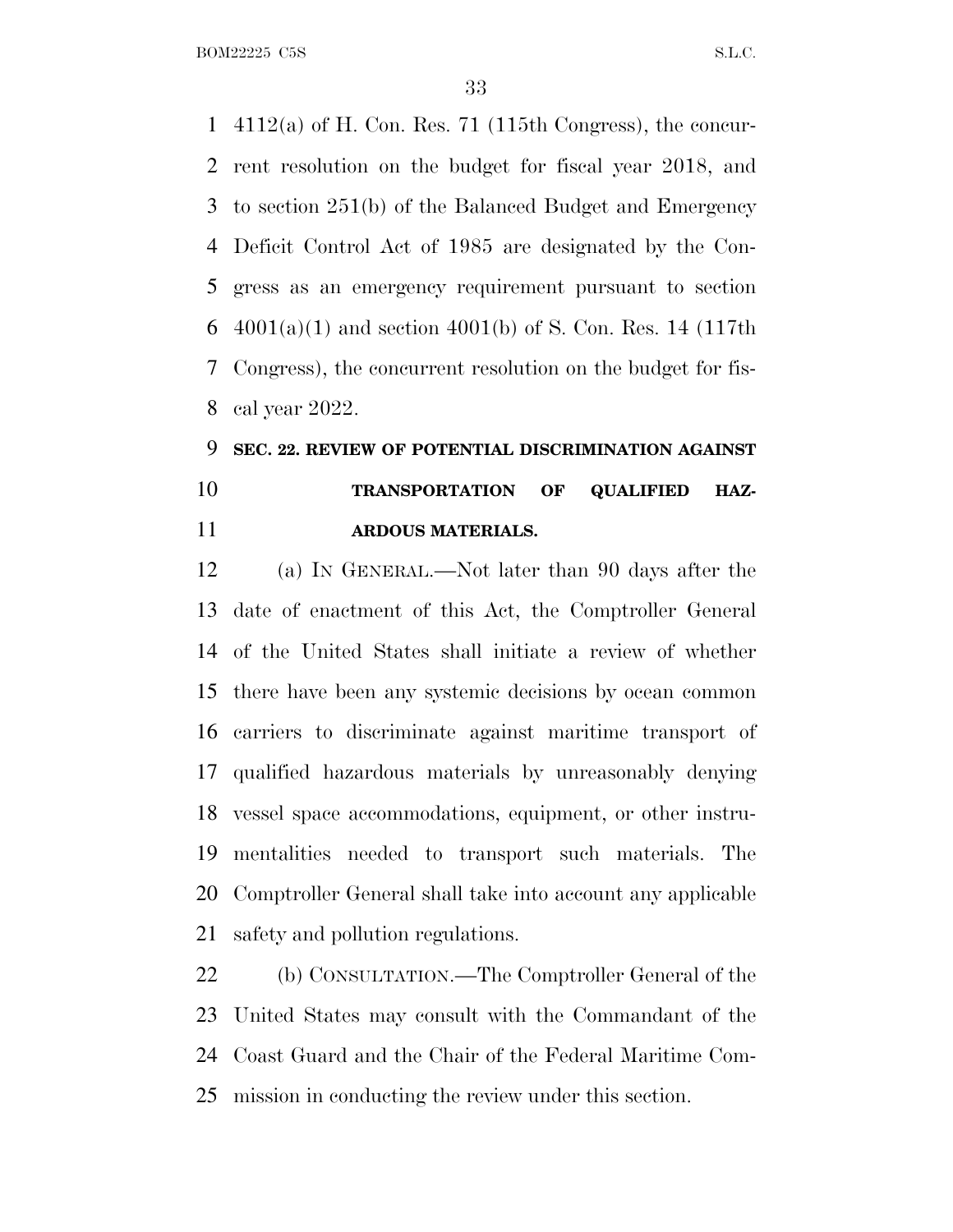4112(a) of H. Con. Res. 71 (115th Congress), the concurrent resolution on the budget for fiscal year 2018, and to section 251(b) of the Balanced Budget and Emergency Deficit Control Act of 1985 are designated by the Congress as an emergency requirement pursuant to section 4001(a)(1) and section 4001(b) of S. Con. Res. 14 (117th Congress), the concurrent resolution on the budget for fiscal year 2022.

## SEC. 22. REVIEW OF POTENTIAL DISCRIMINATION AGAINST TRANSPORTATION OF QUALIFIED HAZARDOUS MATERIALS.

(a) IN GENERAL.—Not later than 90 days after the date of enactment of this Act, the Comptroller General of the United States shall initiate a review of whether there have been any systemic decisions by ocean common carriers to discriminate against maritime transport of qualified hazardous materials by unreasonably denying vessel space accommodations, equipment, or other instrumentalities needed to transport such materials. The Comptroller General shall take into account any applicable safety and pollution regulations.

(b) CONSULTATION.—The Comptroller General of the United States may consult with the Commandant of the Coast Guard and the Chair of the Federal Maritime Commission in conducting the review under this section.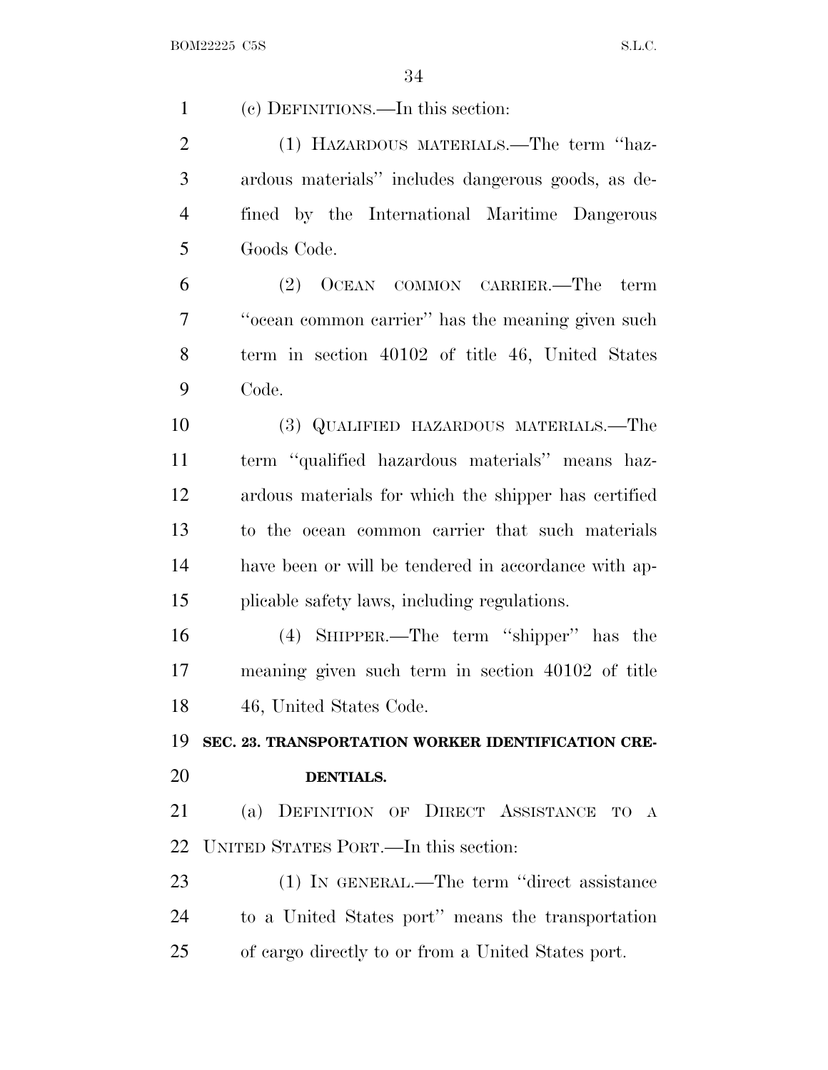(c) DEFINITIONS.—In this section:

(1) HAZARDOUS MATERIALS.—The term ''hazardous materials'' includes dangerous goods, as defined by the International Maritime Dangerous Goods Code.

(2) OCEAN COMMON CARRIER.—The term ''ocean common carrier'' has the meaning given such term in section 40102 of title 46, United States Code.

(3) QUALIFIED HAZARDOUS MATERIALS.—The term ''qualified hazardous materials'' means hazardous materials for which the shipper has certified to the ocean common carrier that such materials have been or will be tendered in accordance with applicable safety laws, including regulations.

(4) SHIPPER.—The term ''shipper'' has the meaning given such term in section 40102 of title 46, United States Code.

**SEC. 23. TRANSPORTATION WORKER IDENTIFICATION CREDENTIALS.**

(a) DEFINITION OF DIRECT ASSISTANCE TO A UNITED STATES PORT.—In this section:

(1) IN GENERAL.—The term ''direct assistance to a United States port'' means the transportation of cargo directly to or from a United States port.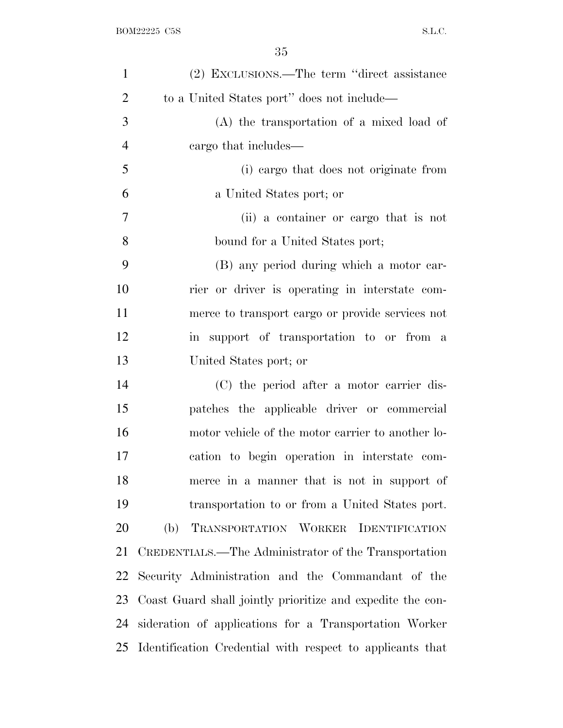(2) EXCLUSIONS.—The term "direct assistance to a United States port" does not include—

(A) the transportation of a mixed load of cargo that includes—

(i) cargo that does not originate from a United States port; or

(ii) a container or cargo that is not bound for a United States port;

(B) any period during which a motor carrier or driver is operating in interstate commerce to transport cargo or provide services not in support of transportation to or from a United States port; or

(C) the period after a motor carrier dispatches the applicable driver or commercial motor vehicle of the motor carrier to another location to begin operation in interstate commerce in a manner that is not in support of transportation to or from a United States port.

(b) TRANSPORTATION WORKER IDENTIFICATION CREDENTIALS.—The Administrator of the Transportation Security Administration and the Commandant of the Coast Guard shall jointly prioritize and expedite the consideration of applications for a Transportation Worker Identification Credential with respect to applicants that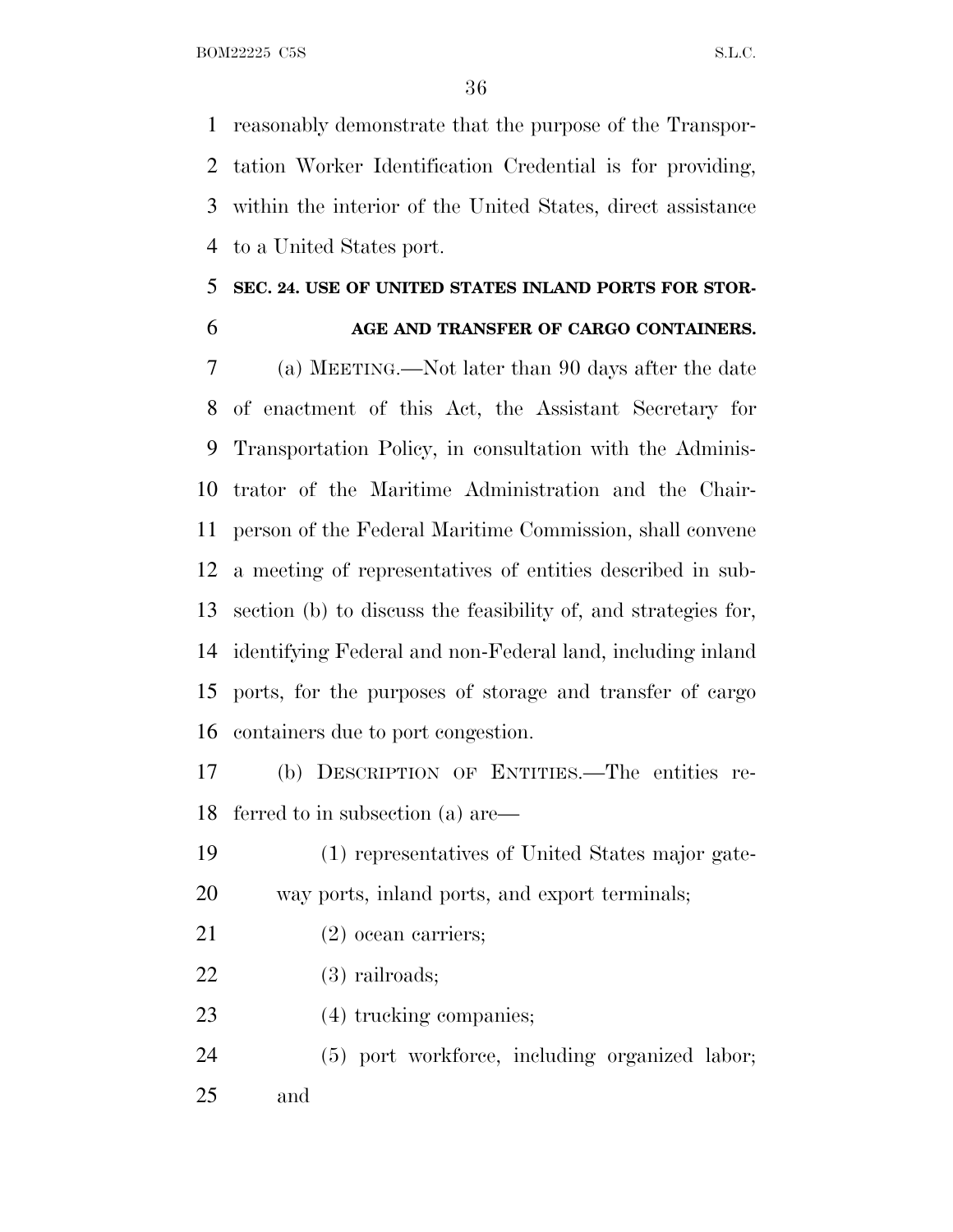reasonably demonstrate that the purpose of the Transportation Worker Identification Credential is for providing, within the interior of the United States, direct assistance to a United States port.

### SEC. 24. USE OF UNITED STATES INLAND PORTS FOR STORAGE AND TRANSFER OF CARGO CONTAINERS.

(a) MEETING.—Not later than 90 days after the date of enactment of this Act, the Assistant Secretary for Transportation Policy, in consultation with the Administrator of the Maritime Administration and the Chairperson of the Federal Maritime Commission, shall convene a meeting of representatives of entities described in subsection (b) to discuss the feasibility of, and strategies for, identifying Federal and non-Federal land, including inland ports, for the purposes of storage and transfer of cargo containers due to port congestion.

(b) DESCRIPTION OF ENTITIES.—The entities referred to in subsection (a) are—

(1) representatives of United States major gateway ports, inland ports, and export terminals;

(2) ocean carriers;

(3) railroads;

(4) trucking companies;

(5) port workforce, including organized labor; and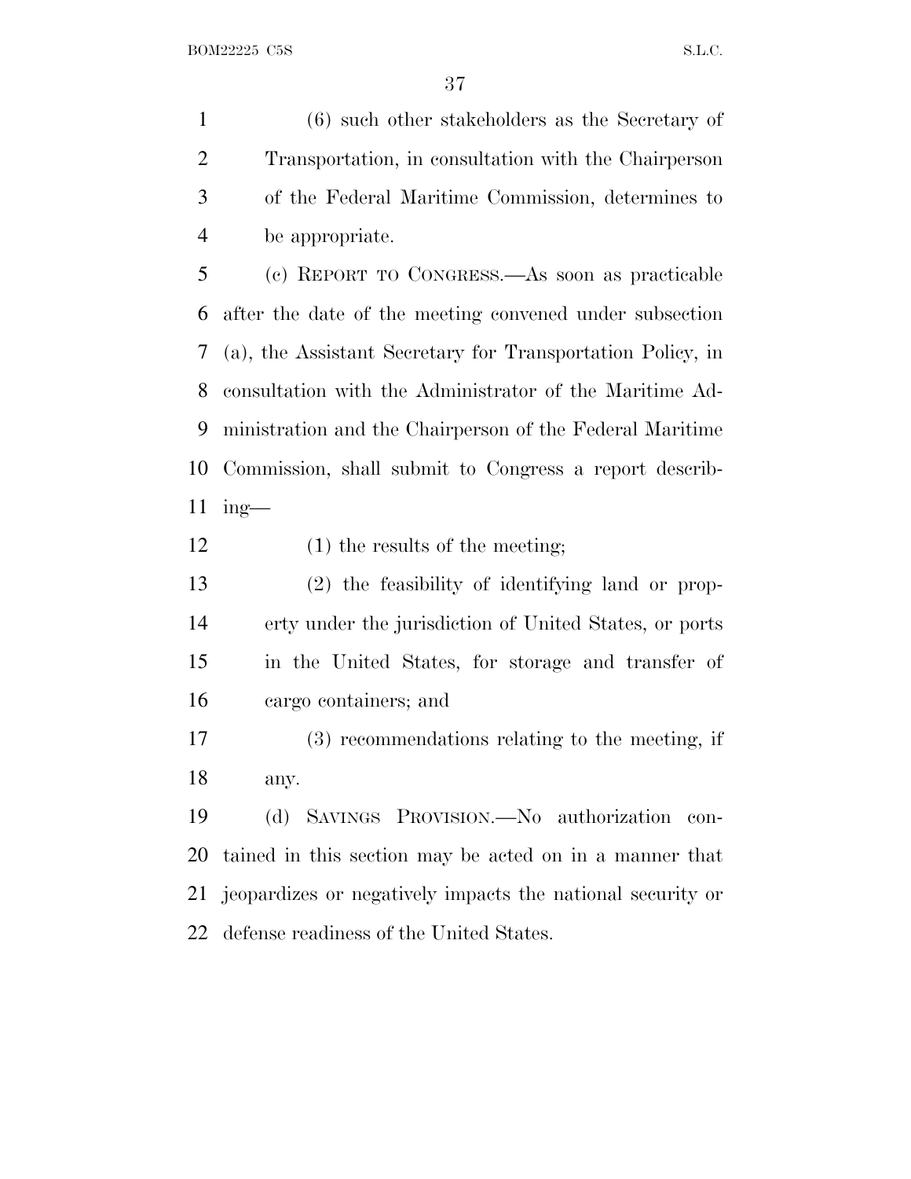(6) such other stakeholders as the Secretary of Transportation, in consultation with the Chairperson of the Federal Maritime Commission, determines to be appropriate.

(c) REPORT TO CONGRESS.—As soon as practicable after the date of the meeting convened under subsection (a), the Assistant Secretary for Transportation Policy, in consultation with the Administrator of the Maritime Administration and the Chairperson of the Federal Maritime Commission, shall submit to Congress a report describing—

(1) the results of the meeting;

(2) the feasibility of identifying land or property under the jurisdiction of United States, or ports in the United States, for storage and transfer of cargo containers; and

(3) recommendations relating to the meeting, if any.

(d) SAVINGS PROVISION.—No authorization contained in this section may be acted on in a manner that jeopardizes or negatively impacts the national security or defense readiness of the United States.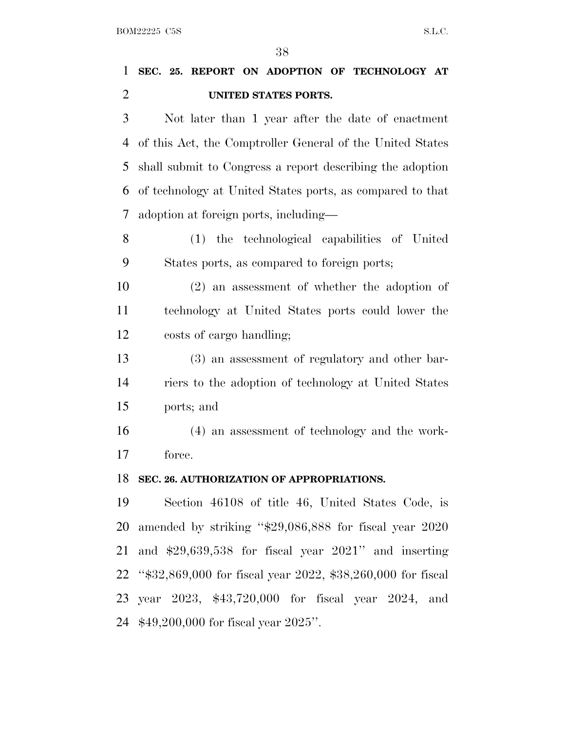## SEC. 25. REPORT ON ADOPTION OF TECHNOLOGY AT UNITED STATES PORTS.

Not later than 1 year after the date of enactment of this Act, the Comptroller General of the United States shall submit to Congress a report describing the adoption of technology at United States ports, as compared to that adoption at foreign ports, including—

(1) the technological capabilities of United States ports, as compared to foreign ports;

(2) an assessment of whether the adoption of technology at United States ports could lower the costs of cargo handling;

(3) an assessment of regulatory and other barriers to the adoption of technology at United States ports; and

(4) an assessment of technology and the workforce.

## SEC. 26. AUTHORIZATION OF APPROPRIATIONS.

Section 46108 of title 46, United States Code, is amended by striking "$29,086,888 for fiscal year 2020 and $29,639,538 for fiscal year 2021" and inserting "$32,869,000 for fiscal year 2022, $38,260,000 for fiscal year 2023, $43,720,000 for fiscal year 2024, and $49,200,000 for fiscal year 2025".